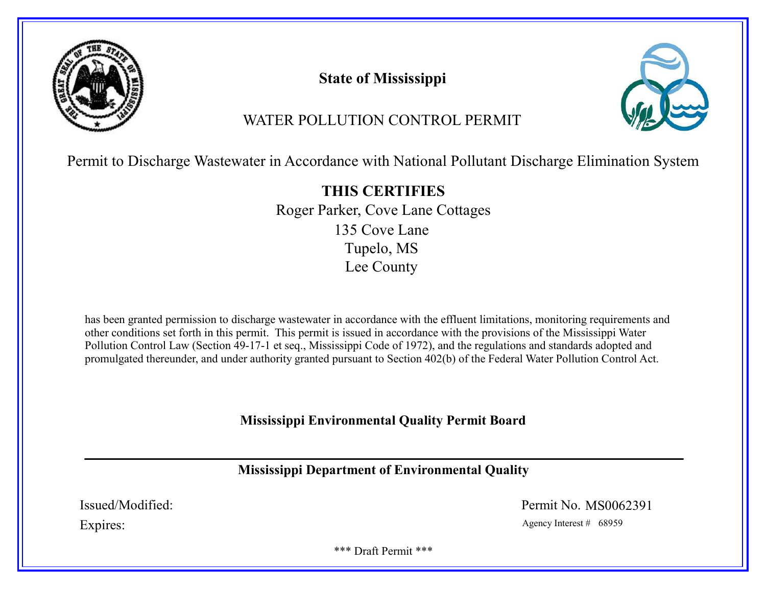**State of Mississippi**

WATER POLLUTION CONTROL PERMIT

Permit to Discharge Wastewater in Accordance with National Pollutant Discharge Elimination System

**THIS CERTIFIES**

Roger Parker, Cove Lane Cottages
135 Cove Lane
Tupelo, MS
Lee County

has been granted permission to discharge wastewater in accordance with the effluent limitations, monitoring requirements and other conditions set forth in this permit. This permit is issued in accordance with the provisions of the Mississippi Water Pollution Control Law (Section 49-17-1 et seq., Mississippi Code of 1972), and the regulations and standards adopted and promulgated thereunder, and under authority granted pursuant to Section 402(b) of the Federal Water Pollution Control Act.

**Mississippi Environmental Quality Permit Board**

---

**Mississippi Department of Environmental Quality**

Issued/Modified:

Expires:

Permit No. MS0062391

Agency Interest # 68959

\*\*\* Draft Permit \*\*\*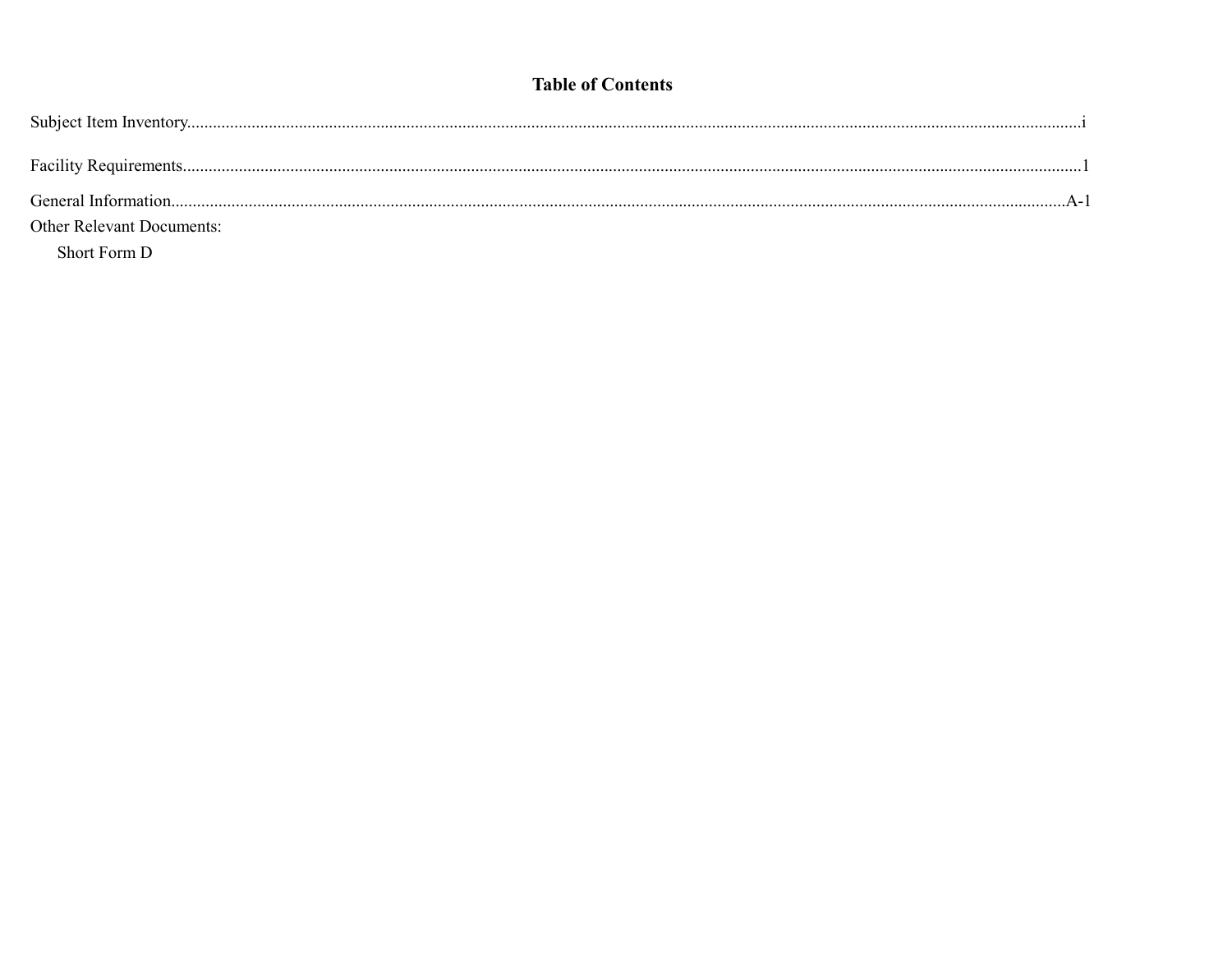# Table of Contents

Subject Item Inventory....................................................................................................................................................................................i

Facility Requirements....................................................................................................................................................................................1

General Information....................................................................................................................................................................................A-1

Other Relevant Documents:

Short Form D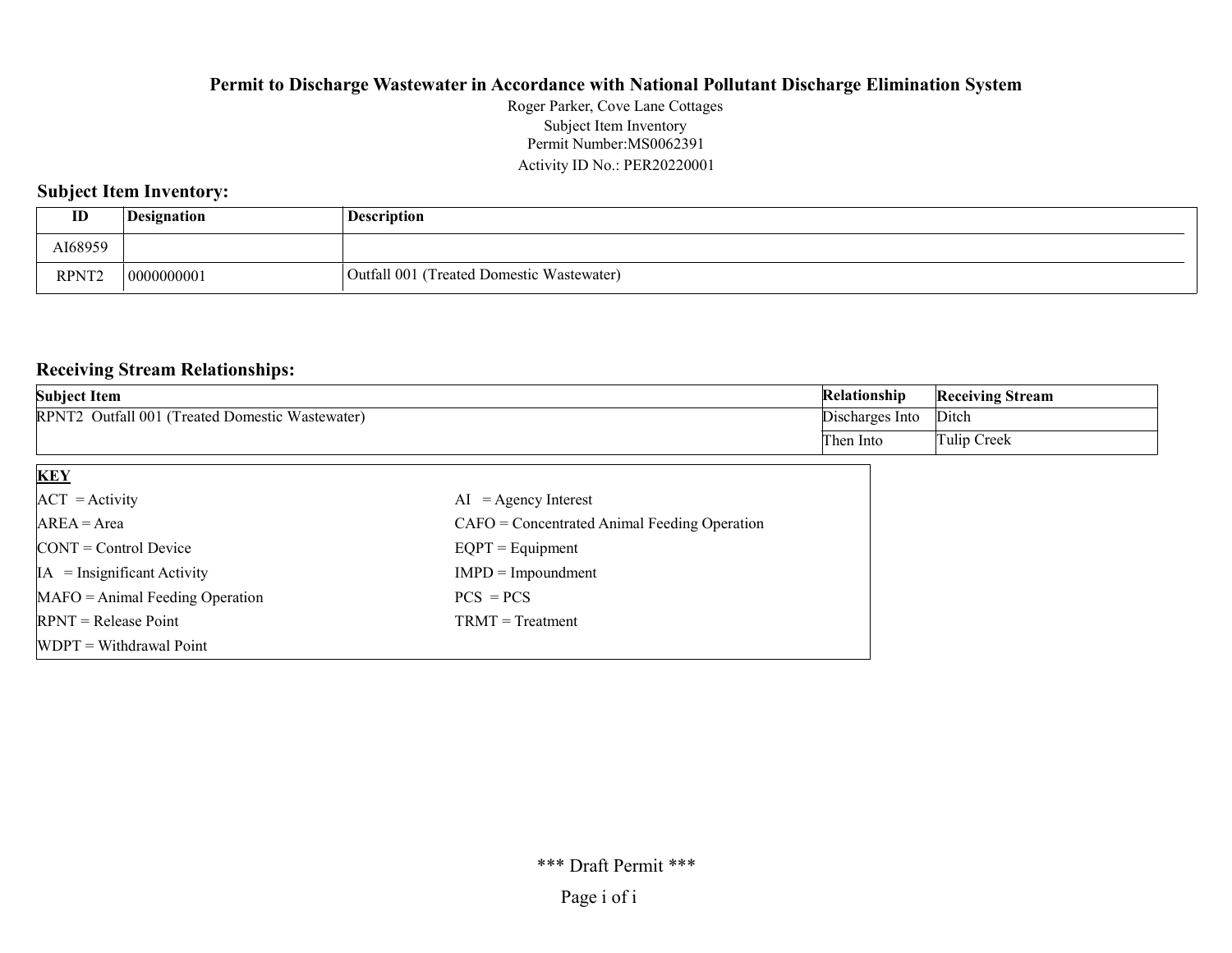# Permit to Discharge Wastewater in Accordance with National Pollutant Discharge Elimination System

Roger Parker, Cove Lane Cottages
Subject Item Inventory
Permit Number:MS0062391
Activity ID No.: PER20220001

## Subject Item Inventory:

| ID | Designation | Description |
|---|---|---|
| AI68959 | | |
| RPNT2 | 0000000001 | Outfall 001 (Treated Domestic Wastewater) |

## Receiving Stream Relationships:

| Subject Item | Relationship | Receiving Stream |
|---|---|---|
| RPNT2 Outfall 001 (Treated Domestic Wastewater) | Discharges Into | Ditch |
| | Then Into | Tulip Creek |

**KEY**

| | |
|---|---|
| ACT = Activity | AI = Agency Interest |
| AREA = Area | CAFO = Concentrated Animal Feeding Operation |
| CONT = Control Device | EQPT = Equipment |
| IA = Insignificant Activity | IMPD = Impoundment |
| MAFO = Animal Feeding Operation | PCS = PCS |
| RPNT = Release Point | TRMT = Treatment |
| WDPT = Withdrawal Point | |

\*\*\* Draft Permit \*\*\*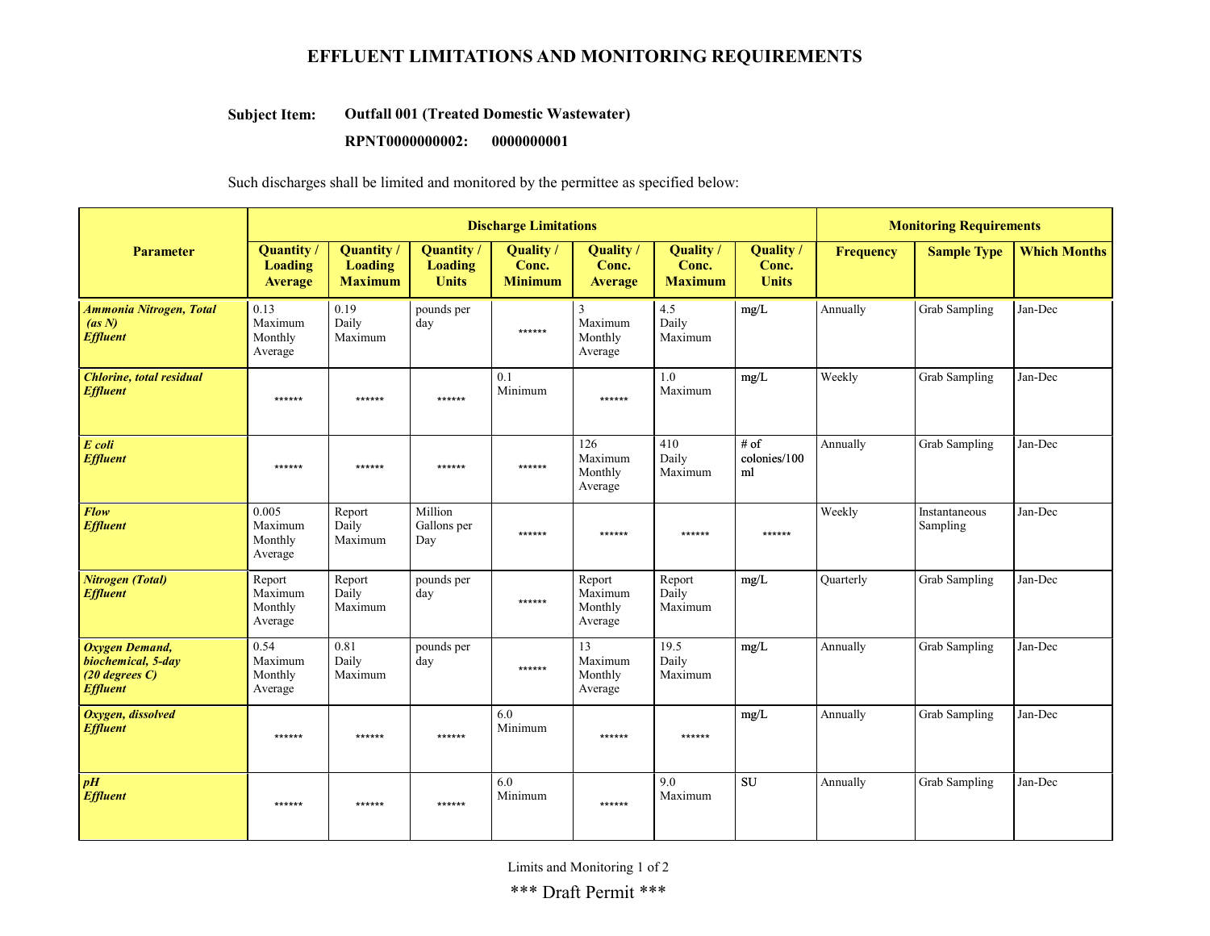# EFFLUENT LIMITATIONS AND MONITORING REQUIREMENTS

**Subject Item:** **Outfall 001 (Treated Domestic Wastewater)**

**RPNT0000000002: 0000000001**

Such discharges shall be limited and monitored by the permittee as specified below:

| Parameter | Discharge Limitations | | | | | | | Monitoring Requirements | | |
|---|---|---|---|---|---|---|---|---|---|---|
| | Quantity / Loading Average | Quantity / Loading Maximum | Quantity / Loading Units | Quality / Conc. Minimum | Quality / Conc. Average | Quality / Conc. Maximum | Quality / Conc. Units | Frequency | Sample Type | Which Months |
| ***Ammonia Nitrogen, Total (as N) Effluent*** | 0.13 Maximum Monthly Average | 0.19 Daily Maximum | pounds per day | ****** | 3 Maximum Monthly Average | 4.5 Daily Maximum | mg/L | Annually | Grab Sampling | Jan-Dec |
| ***Chlorine, total residual Effluent*** | ****** | ****** | ****** | 0.1 Minimum | ****** | 1.0 Maximum | mg/L | Weekly | Grab Sampling | Jan-Dec |
| ***E coli Effluent*** | ****** | ****** | ****** | ****** | 126 Maximum Monthly Average | 410 Daily Maximum | # of colonies/100 ml | Annually | Grab Sampling | Jan-Dec |
| ***Flow Effluent*** | 0.005 Maximum Monthly Average | Report Daily Maximum | Million Gallons per Day | ****** | ****** | ****** | ****** | Weekly | Instantaneous Sampling | Jan-Dec |
| ***Nitrogen (Total) Effluent*** | Report Maximum Monthly Average | Report Daily Maximum | pounds per day | ****** | Report Maximum Monthly Average | Report Daily Maximum | mg/L | Quarterly | Grab Sampling | Jan-Dec |
| ***Oxygen Demand, biochemical, 5-day (20 degrees C) Effluent*** | 0.54 Maximum Monthly Average | 0.81 Daily Maximum | pounds per day | ****** | 13 Maximum Monthly Average | 19.5 Daily Maximum | mg/L | Annually | Grab Sampling | Jan-Dec |
| ***Oxygen, dissolved Effluent*** | ****** | ****** | ****** | 6.0 Minimum | ****** | ****** | mg/L | Annually | Grab Sampling | Jan-Dec |
| ***pH Effluent*** | ****** | ****** | ****** | 6.0 Minimum | ****** | 9.0 Maximum | SU | Annually | Grab Sampling | Jan-Dec |

*** Draft Permit ***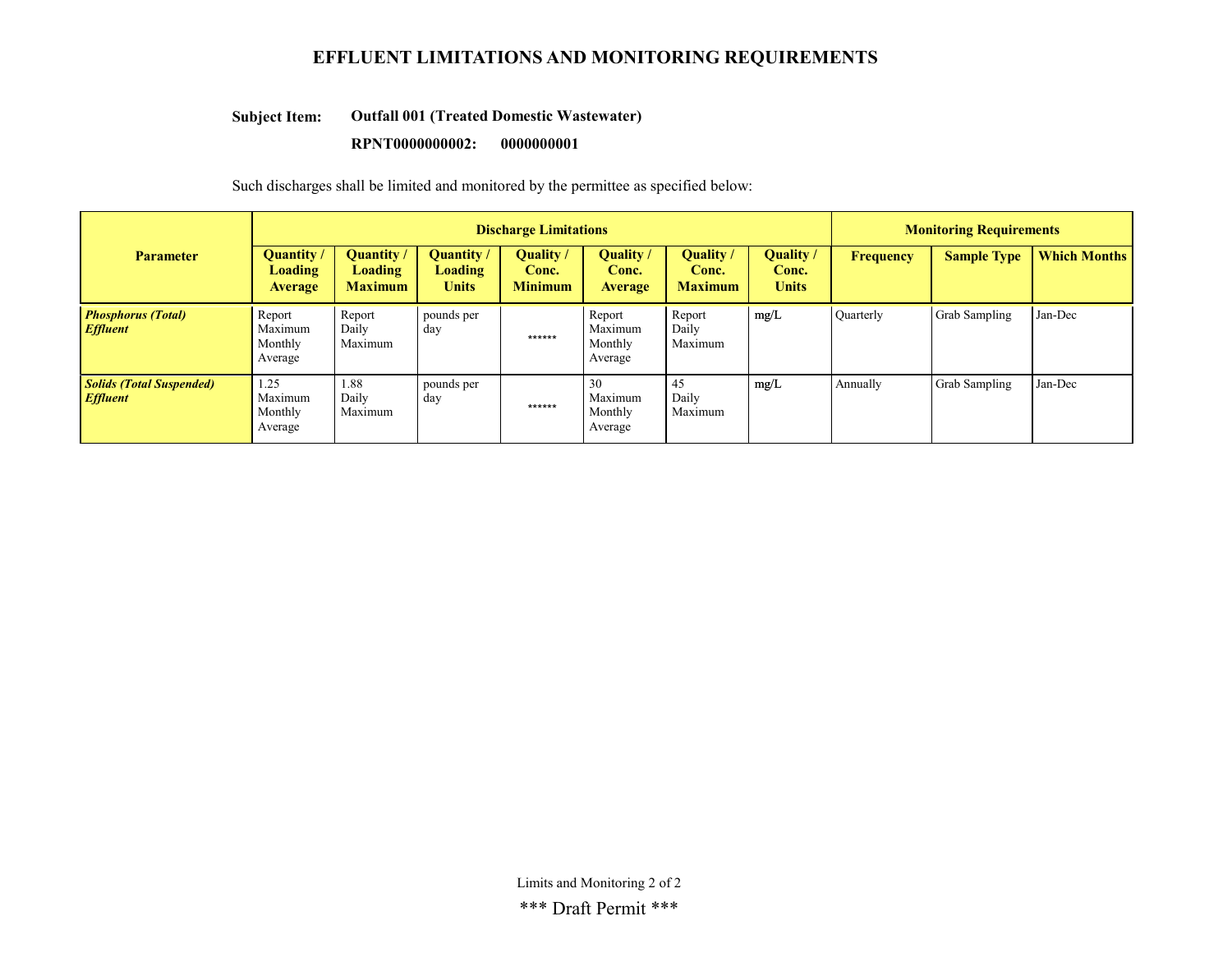# EFFLUENT LIMITATIONS AND MONITORING REQUIREMENTS

**Subject Item:** **Outfall 001 (Treated Domestic Wastewater)**

**RPNT0000000002: 0000000001**

Such discharges shall be limited and monitored by the permittee as specified below:

| Parameter | Discharge Limitations | | | | | | | Monitoring Requirements | | |
|---|---|---|---|---|---|---|---|---|---|---|
| | **Quantity / Loading Average** | **Quantity / Loading Maximum** | **Quantity / Loading Units** | **Quality / Conc. Minimum** | **Quality / Conc. Average** | **Quality / Conc. Maximum** | **Quality / Conc. Units** | **Frequency** | **Sample Type** | **Which Months** |
| ***Phosphorus (Total) Effluent*** | Report Maximum Monthly Average | Report Daily Maximum | pounds per day | ****** | Report Maximum Monthly Average | Report Daily Maximum | mg/L | Quarterly | Grab Sampling | Jan-Dec |
| ***Solids (Total Suspended) Effluent*** | 1.25 Maximum Monthly Average | 1.88 Daily Maximum | pounds per day | ****** | 30 Maximum Monthly Average | 45 Daily Maximum | mg/L | Annually | Grab Sampling | Jan-Dec |

\*\*\* Draft Permit \*\*\*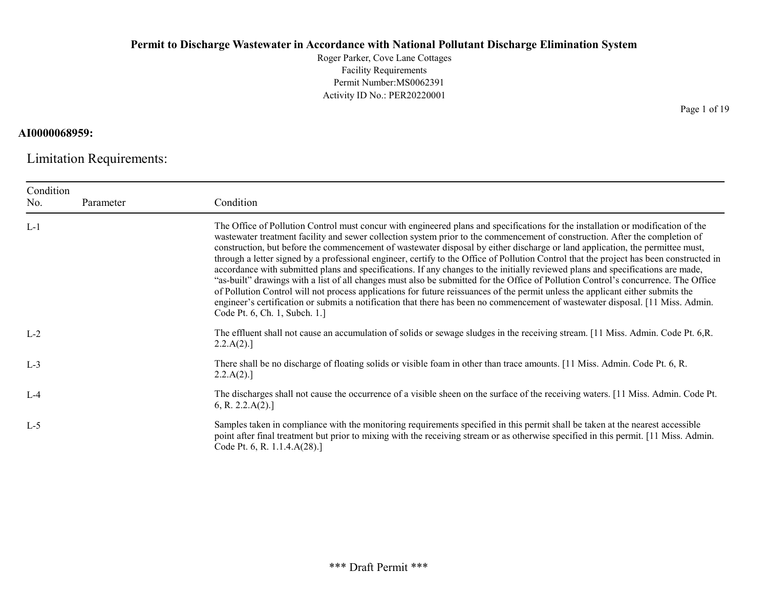**Permit to Discharge Wastewater in Accordance with National Pollutant Discharge Elimination System**

Roger Parker, Cove Lane Cottages
Facility Requirements
Permit Number:MS0062391
Activity ID No.: PER20220001

**AI0000068959:**

## Limitation Requirements:

| Condition No. | Parameter | Condition |
|---|---|---|
| L-1 | | The Office of Pollution Control must concur with engineered plans and specifications for the installation or modification of the wastewater treatment facility and sewer collection system prior to the commencement of construction. After the completion of construction, but before the commencement of wastewater disposal by either discharge or land application, the permittee must, through a letter signed by a professional engineer, certify to the Office of Pollution Control that the project has been constructed in accordance with submitted plans and specifications. If any changes to the initially reviewed plans and specifications are made, "as-built" drawings with a list of all changes must also be submitted for the Office of Pollution Control's concurrence. The Office of Pollution Control will not process applications for future reissuances of the permit unless the applicant either submits the engineer's certification or submits a notification that there has been no commencement of wastewater disposal. [11 Miss. Admin. Code Pt. 6, Ch. 1, Subch. 1.] |
| L-2 | | The effluent shall not cause an accumulation of solids or sewage sludges in the receiving stream. [11 Miss. Admin. Code Pt. 6,R. 2.2.A(2).] |
| L-3 | | There shall be no discharge of floating solids or visible foam in other than trace amounts. [11 Miss. Admin. Code Pt. 6, R. 2.2.A(2).] |
| L-4 | | The discharges shall not cause the occurrence of a visible sheen on the surface of the receiving waters. [11 Miss. Admin. Code Pt. 6, R. 2.2.A(2).] |
| L-5 | | Samples taken in compliance with the monitoring requirements specified in this permit shall be taken at the nearest accessible point after final treatment but prior to mixing with the receiving stream or as otherwise specified in this permit. [11 Miss. Admin. Code Pt. 6, R. 1.1.4.A(28).] |

\*\*\* Draft Permit \*\*\*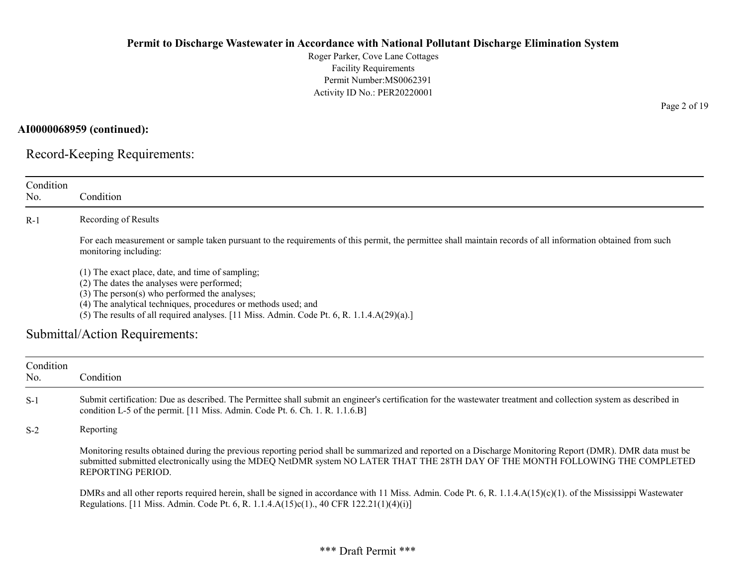**AI0000068959 (continued):**

## Record-Keeping Requirements:

| Condition No. | Condition |
|---|---|
| R-1 | Recording of Results<br><br>For each measurement or sample taken pursuant to the requirements of this permit, the permittee shall maintain records of all information obtained from such monitoring including:<br><br>(1) The exact place, date, and time of sampling;<br>(2) The dates the analyses were performed;<br>(3) The person(s) who performed the analyses;<br>(4) The analytical techniques, procedures or methods used; and<br>(5) The results of all required analyses. [11 Miss. Admin. Code Pt. 6, R. 1.1.4.A(29)(a).] |

## Submittal/Action Requirements:

| Condition No. | Condition |
|---|---|
| S-1 | Submit certification: Due as described. The Permittee shall submit an engineer's certification for the wastewater treatment and collection system as described in condition L-5 of the permit. [11 Miss. Admin. Code Pt. 6. Ch. 1. R. 1.1.6.B] |
| S-2 | Reporting<br><br>Monitoring results obtained during the previous reporting period shall be summarized and reported on a Discharge Monitoring Report (DMR). DMR data must be submitted submitted electronically using the MDEQ NetDMR system NO LATER THAT THE 28TH DAY OF THE MONTH FOLLOWING THE COMPLETED REPORTING PERIOD.<br><br>DMRs and all other reports required herein, shall be signed in accordance with 11 Miss. Admin. Code Pt. 6, R. 1.1.4.A(15)(c)(1). of the Mississippi Wastewater Regulations. [11 Miss. Admin. Code Pt. 6, R. 1.1.4.A(15)c(1)., 40 CFR 122.21(1)(4)(i)] |

*** Draft Permit ***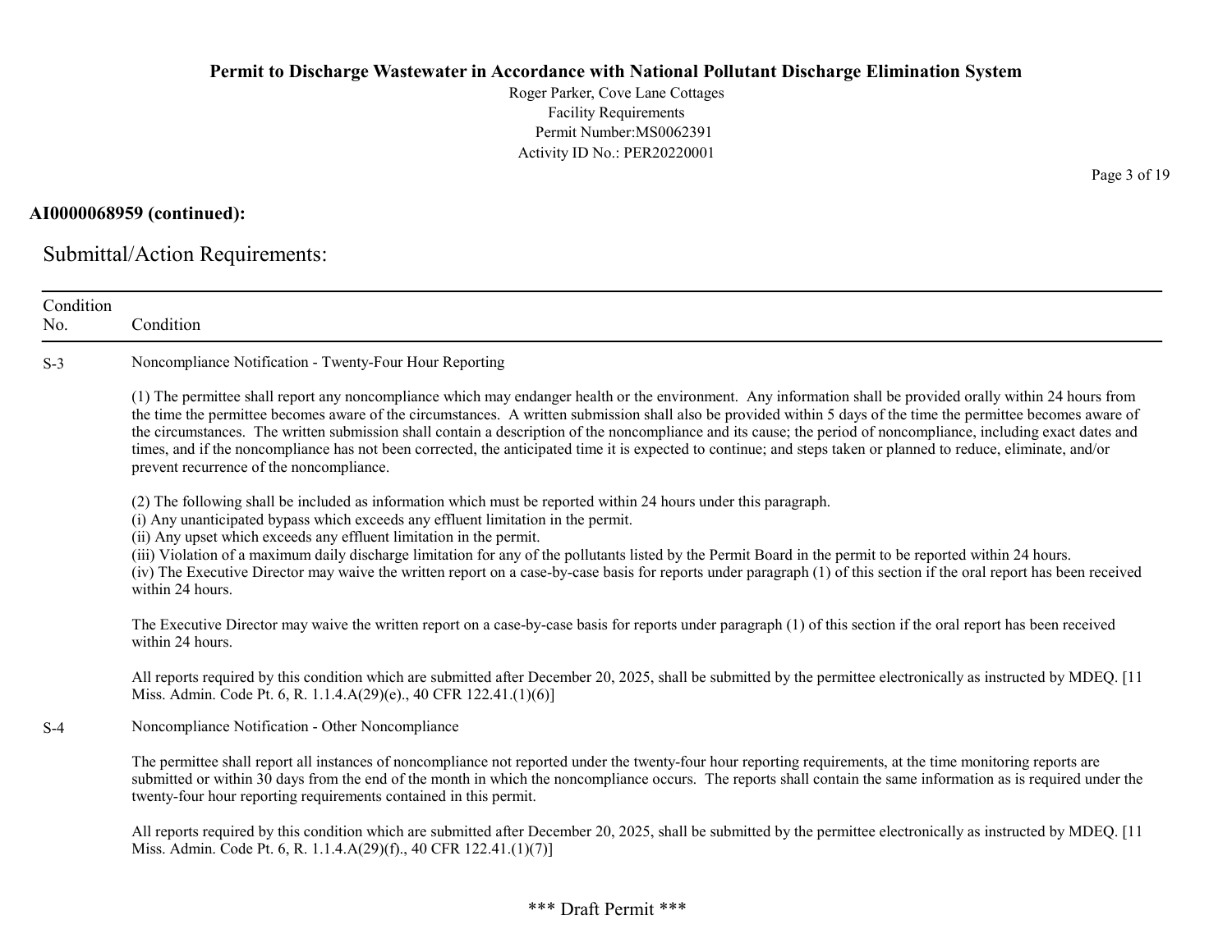**AI0000068959 (continued):**

## Submittal/Action Requirements:

| Condition No. | Condition |
|---|---|
| S-3 | Noncompliance Notification - Twenty-Four Hour Reporting<br><br>(1) The permittee shall report any noncompliance which may endanger health or the environment. Any information shall be provided orally within 24 hours from the time the permittee becomes aware of the circumstances. A written submission shall also be provided within 5 days of the time the permittee becomes aware of the circumstances. The written submission shall contain a description of the noncompliance and its cause; the period of noncompliance, including exact dates and times, and if the noncompliance has not been corrected, the anticipated time it is expected to continue; and steps taken or planned to reduce, eliminate, and/or prevent recurrence of the noncompliance.<br><br>(2) The following shall be included as information which must be reported within 24 hours under this paragraph.<br>(i) Any unanticipated bypass which exceeds any effluent limitation in the permit.<br>(ii) Any upset which exceeds any effluent limitation in the permit.<br>(iii) Violation of a maximum daily discharge limitation for any of the pollutants listed by the Permit Board in the permit to be reported within 24 hours.<br>(iv) The Executive Director may waive the written report on a case-by-case basis for reports under paragraph (1) of this section if the oral report has been received within 24 hours.<br><br>The Executive Director may waive the written report on a case-by-case basis for reports under paragraph (1) of this section if the oral report has been received within 24 hours.<br><br>All reports required by this condition which are submitted after December 20, 2025, shall be submitted by the permittee electronically as instructed by MDEQ. [11 Miss. Admin. Code Pt. 6, R. 1.1.4.A(29)(e)., 40 CFR 122.41.(1)(6)] |
| S-4 | Noncompliance Notification - Other Noncompliance<br><br>The permittee shall report all instances of noncompliance not reported under the twenty-four hour reporting requirements, at the time monitoring reports are submitted or within 30 days from the end of the month in which the noncompliance occurs. The reports shall contain the same information as is required under the twenty-four hour reporting requirements contained in this permit.<br><br>All reports required by this condition which are submitted after December 20, 2025, shall be submitted by the permittee electronically as instructed by MDEQ. [11 Miss. Admin. Code Pt. 6, R. 1.1.4.A(29)(f)., 40 CFR 122.41.(1)(7)] |

\*\*\* Draft Permit \*\*\*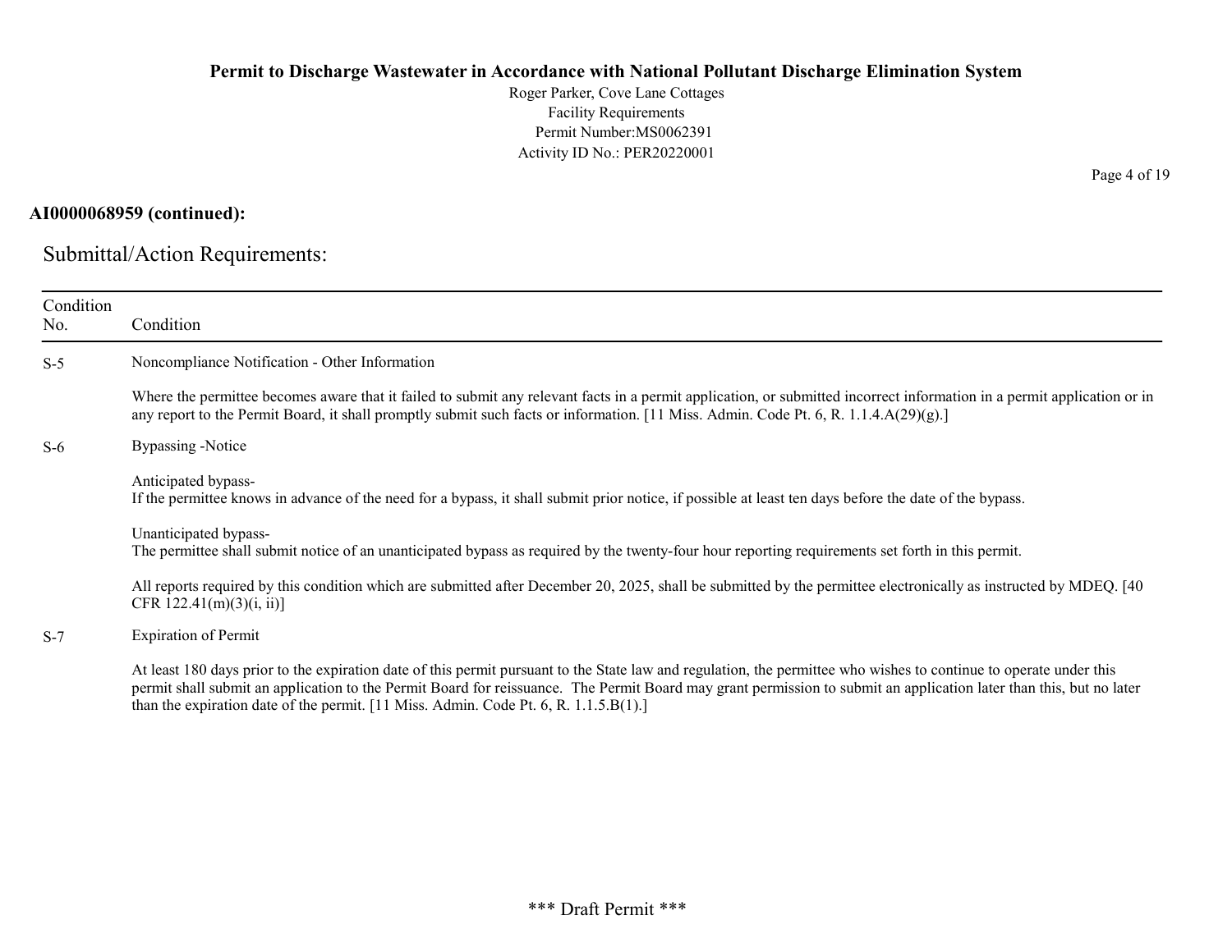**AI0000068959 (continued):**

## Submittal/Action Requirements:

| Condition No. | Condition |
|---|---|
| S-5 | Noncompliance Notification - Other Information<br><br>Where the permittee becomes aware that it failed to submit any relevant facts in a permit application, or submitted incorrect information in a permit application or in any report to the Permit Board, it shall promptly submit such facts or information. [11 Miss. Admin. Code Pt. 6, R. 1.1.4.A(29)(g).] |
| S-6 | Bypassing -Notice<br><br>Anticipated bypass-<br>If the permittee knows in advance of the need for a bypass, it shall submit prior notice, if possible at least ten days before the date of the bypass.<br><br>Unanticipated bypass-<br>The permittee shall submit notice of an unanticipated bypass as required by the twenty-four hour reporting requirements set forth in this permit.<br><br>All reports required by this condition which are submitted after December 20, 2025, shall be submitted by the permittee electronically as instructed by MDEQ. [40 CFR 122.41(m)(3)(i, ii)] |
| S-7 | Expiration of Permit<br><br>At least 180 days prior to the expiration date of this permit pursuant to the State law and regulation, the permittee who wishes to continue to operate under this permit shall submit an application to the Permit Board for reissuance. The Permit Board may grant permission to submit an application later than this, but no later than the expiration date of the permit. [11 Miss. Admin. Code Pt. 6, R. 1.1.5.B(1).] |

\*\*\* Draft Permit \*\*\*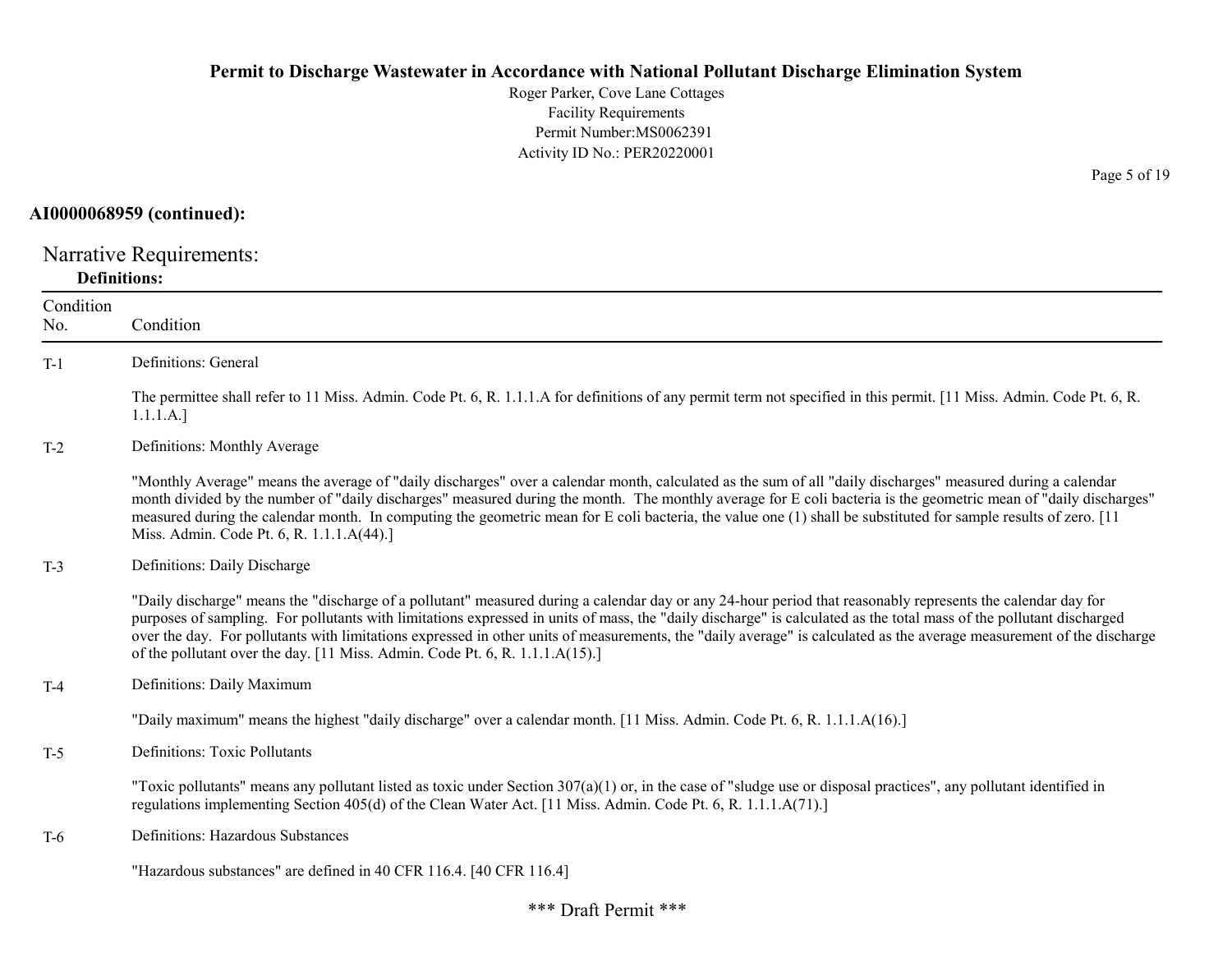**AI0000068959 (continued):**

## Narrative Requirements:

### Definitions:

| Condition No. | Condition |
|---|---|
| T-1 | Definitions: General<br><br>The permittee shall refer to 11 Miss. Admin. Code Pt. 6, R. 1.1.1.A for definitions of any permit term not specified in this permit. [11 Miss. Admin. Code Pt. 6, R. 1.1.1.A.] |
| T-2 | Definitions: Monthly Average<br><br>"Monthly Average" means the average of "daily discharges" over a calendar month, calculated as the sum of all "daily discharges" measured during a calendar month divided by the number of "daily discharges" measured during the month. The monthly average for E coli bacteria is the geometric mean of "daily discharges" measured during the calendar month. In computing the geometric mean for E coli bacteria, the value one (1) shall be substituted for sample results of zero. [11 Miss. Admin. Code Pt. 6, R. 1.1.1.A(44).] |
| T-3 | Definitions: Daily Discharge<br><br>"Daily discharge" means the "discharge of a pollutant" measured during a calendar day or any 24-hour period that reasonably represents the calendar day for purposes of sampling. For pollutants with limitations expressed in units of mass, the "daily discharge" is calculated as the total mass of the pollutant discharged over the day. For pollutants with limitations expressed in other units of measurements, the "daily average" is calculated as the average measurement of the discharge of the pollutant over the day. [11 Miss. Admin. Code Pt. 6, R. 1.1.1.A(15).] |
| T-4 | Definitions: Daily Maximum<br><br>"Daily maximum" means the highest "daily discharge" over a calendar month. [11 Miss. Admin. Code Pt. 6, R. 1.1.1.A(16).] |
| T-5 | Definitions: Toxic Pollutants<br><br>"Toxic pollutants" means any pollutant listed as toxic under Section 307(a)(1) or, in the case of "sludge use or disposal practices", any pollutant identified in regulations implementing Section 405(d) of the Clean Water Act. [11 Miss. Admin. Code Pt. 6, R. 1.1.1.A(71).] |
| T-6 | Definitions: Hazardous Substances<br><br>"Hazardous substances" are defined in 40 CFR 116.4. [40 CFR 116.4] |

*** Draft Permit ***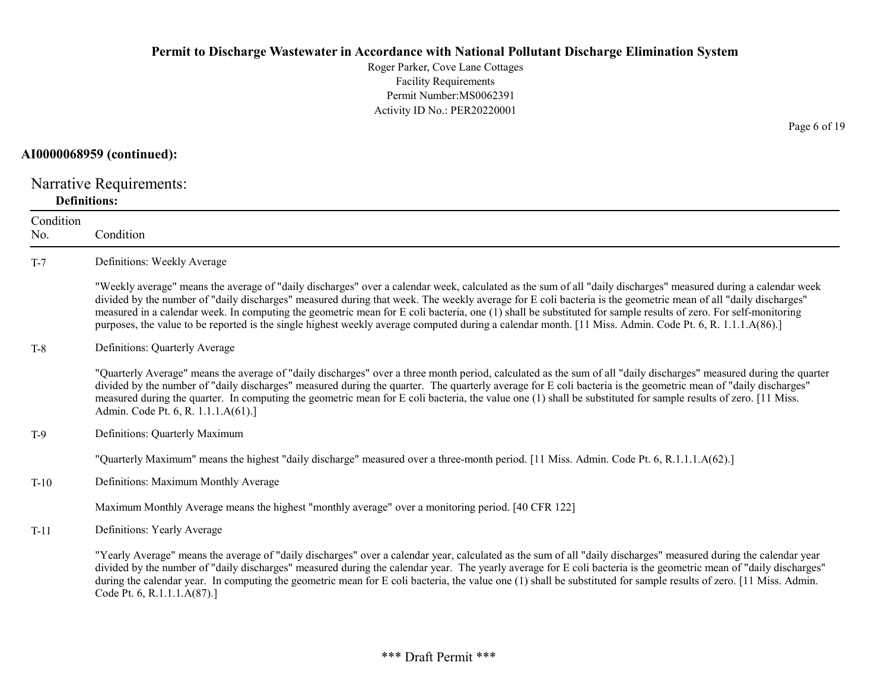**AI0000068959 (continued):**

## Narrative Requirements:

**Definitions:**

| Condition No. | Condition |
|---|---|
| T-7 | Definitions: Weekly Average<br><br>"Weekly average" means the average of "daily discharges" over a calendar week, calculated as the sum of all "daily discharges" measured during a calendar week divided by the number of "daily discharges" measured during that week. The weekly average for E coli bacteria is the geometric mean of all "daily discharges" measured in a calendar week. In computing the geometric mean for E coli bacteria, one (1) shall be substituted for sample results of zero. For self-monitoring purposes, the value to be reported is the single highest weekly average computed during a calendar month. [11 Miss. Admin. Code Pt. 6, R. 1.1.1.A(86).] |
| T-8 | Definitions: Quarterly Average<br><br>"Quarterly Average" means the average of "daily discharges" over a three month period, calculated as the sum of all "daily discharges" measured during the quarter divided by the number of "daily discharges" measured during the quarter. The quarterly average for E coli bacteria is the geometric mean of "daily discharges" measured during the quarter. In computing the geometric mean for E coli bacteria, the value one (1) shall be substituted for sample results of zero. [11 Miss. Admin. Code Pt. 6, R. 1.1.1.A(61).] |
| T-9 | Definitions: Quarterly Maximum<br><br>"Quarterly Maximum" means the highest "daily discharge" measured over a three-month period. [11 Miss. Admin. Code Pt. 6, R.1.1.1.A(62).] |
| T-10 | Definitions: Maximum Monthly Average<br><br>Maximum Monthly Average means the highest "monthly average" over a monitoring period. [40 CFR 122] |
| T-11 | Definitions: Yearly Average<br><br>"Yearly Average" means the average of "daily discharges" over a calendar year, calculated as the sum of all "daily discharges" measured during the calendar year divided by the number of "daily discharges" measured during the calendar year. The yearly average for E coli bacteria is the geometric mean of "daily discharges" during the calendar year. In computing the geometric mean for E coli bacteria, the value one (1) shall be substituted for sample results of zero. [11 Miss. Admin. Code Pt. 6, R.1.1.1.A(87).] |

\*\*\* Draft Permit \*\*\*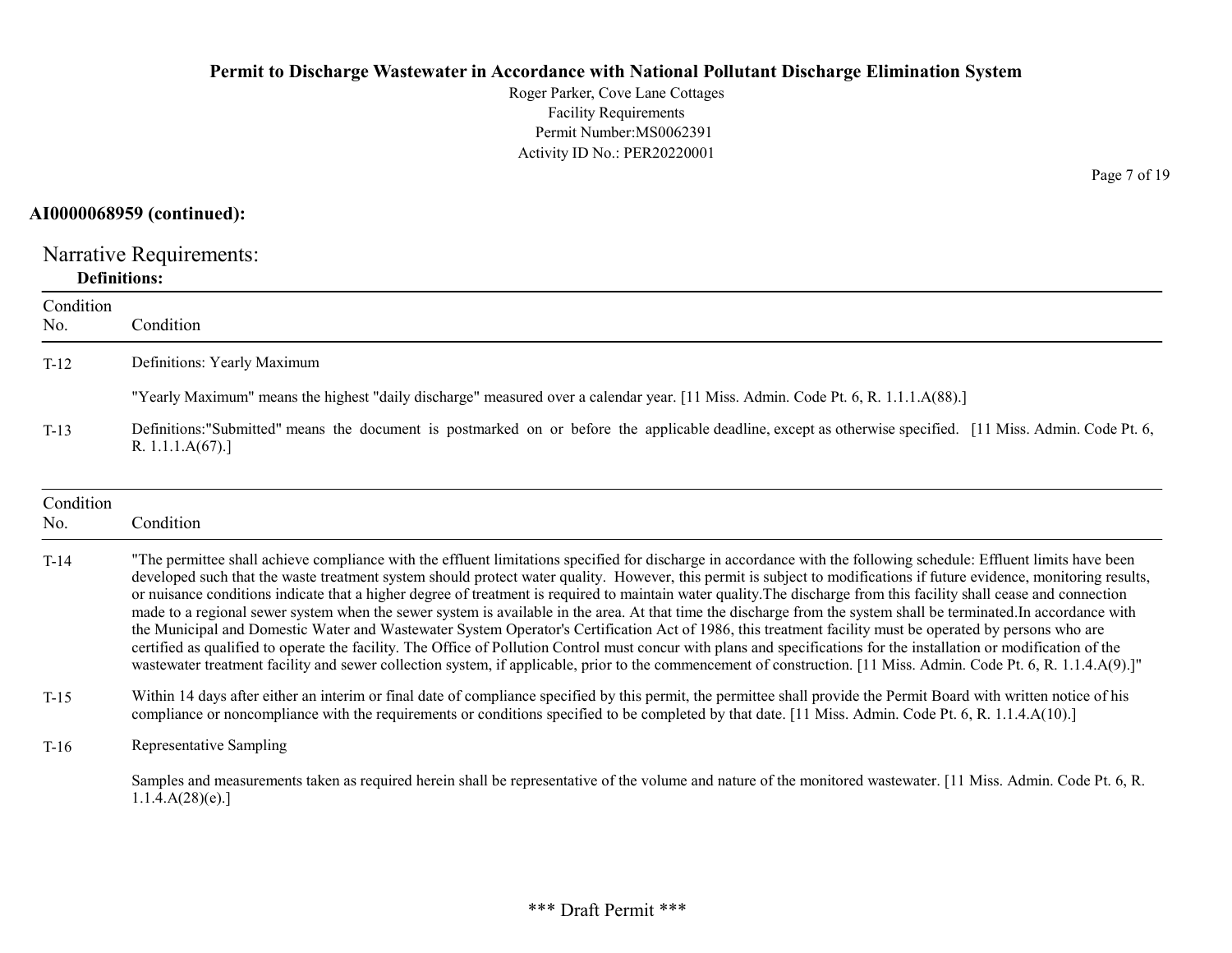**AI0000068959 (continued):**

## Narrative Requirements:

**Definitions:**

| Condition No. | Condition |
|---|---|
| T-12 | Definitions: Yearly Maximum<br><br>"Yearly Maximum" means the highest "daily discharge" measured over a calendar year. [11 Miss. Admin. Code Pt. 6, R. 1.1.1.A(88).] |
| T-13 | Definitions:"Submitted" means the document is postmarked on or before the applicable deadline, except as otherwise specified. [11 Miss. Admin. Code Pt. 6, R. 1.1.1.A(67).] |

| Condition No. | Condition |
|---|---|
| T-14 | "The permittee shall achieve compliance with the effluent limitations specified for discharge in accordance with the following schedule: Effluent limits have been developed such that the waste treatment system should protect water quality. However, this permit is subject to modifications if future evidence, monitoring results, or nuisance conditions indicate that a higher degree of treatment is required to maintain water quality.The discharge from this facility shall cease and connection made to a regional sewer system when the sewer system is available in the area. At that time the discharge from the system shall be terminated.In accordance with the Municipal and Domestic Water and Wastewater System Operator's Certification Act of 1986, this treatment facility must be operated by persons who are certified as qualified to operate the facility. The Office of Pollution Control must concur with plans and specifications for the installation or modification of the wastewater treatment facility and sewer collection system, if applicable, prior to the commencement of construction. [11 Miss. Admin. Code Pt. 6, R. 1.1.4.A(9).]" |
| T-15 | Within 14 days after either an interim or final date of compliance specified by this permit, the permittee shall provide the Permit Board with written notice of his compliance or noncompliance with the requirements or conditions specified to be completed by that date. [11 Miss. Admin. Code Pt. 6, R. 1.1.4.A(10).] |
| T-16 | Representative Sampling<br><br>Samples and measurements taken as required herein shall be representative of the volume and nature of the monitored wastewater. [11 Miss. Admin. Code Pt. 6, R. 1.1.4.A(28)(e).] |

\*\*\* Draft Permit \*\*\*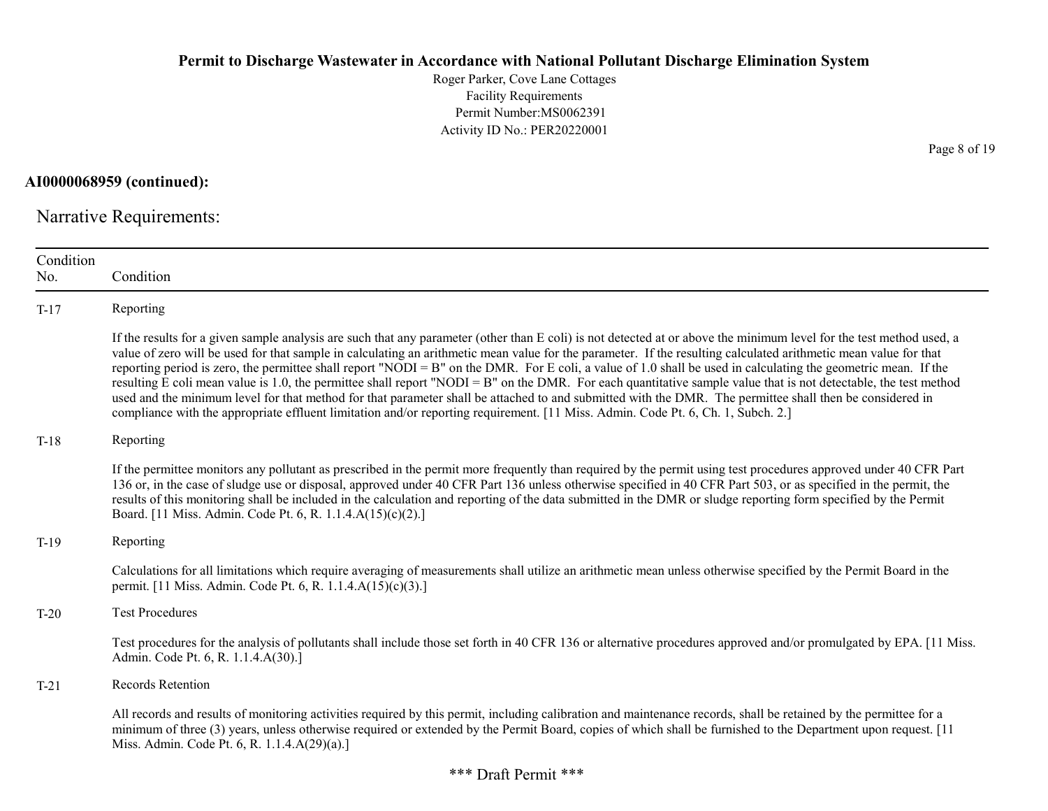**AI0000068959 (continued):**

## Narrative Requirements:

| Condition No. | Condition |
|---|---|
| T-17 | Reporting<br><br>If the results for a given sample analysis are such that any parameter (other than E coli) is not detected at or above the minimum level for the test method used, a value of zero will be used for that sample in calculating an arithmetic mean value for the parameter. If the resulting calculated arithmetic mean value for that reporting period is zero, the permittee shall report "NODI = B" on the DMR. For E coli, a value of 1.0 shall be used in calculating the geometric mean. If the resulting E coli mean value is 1.0, the permittee shall report "NODI = B" on the DMR. For each quantitative sample value that is not detectable, the test method used and the minimum level for that method for that parameter shall be attached to and submitted with the DMR. The permittee shall then be considered in compliance with the appropriate effluent limitation and/or reporting requirement. [11 Miss. Admin. Code Pt. 6, Ch. 1, Subch. 2.] |
| T-18 | Reporting<br><br>If the permittee monitors any pollutant as prescribed in the permit more frequently than required by the permit using test procedures approved under 40 CFR Part 136 or, in the case of sludge use or disposal, approved under 40 CFR Part 136 unless otherwise specified in 40 CFR Part 503, or as specified in the permit, the results of this monitoring shall be included in the calculation and reporting of the data submitted in the DMR or sludge reporting form specified by the Permit Board. [11 Miss. Admin. Code Pt. 6, R. 1.1.4.A(15)(c)(2).] |
| T-19 | Reporting<br><br>Calculations for all limitations which require averaging of measurements shall utilize an arithmetic mean unless otherwise specified by the Permit Board in the permit. [11 Miss. Admin. Code Pt. 6, R. 1.1.4.A(15)(c)(3).] |
| T-20 | Test Procedures<br><br>Test procedures for the analysis of pollutants shall include those set forth in 40 CFR 136 or alternative procedures approved and/or promulgated by EPA. [11 Miss. Admin. Code Pt. 6, R. 1.1.4.A(30).] |
| T-21 | Records Retention<br><br>All records and results of monitoring activities required by this permit, including calibration and maintenance records, shall be retained by the permittee for a minimum of three (3) years, unless otherwise required or extended by the Permit Board, copies of which shall be furnished to the Department upon request. [11 Miss. Admin. Code Pt. 6, R. 1.1.4.A(29)(a).] |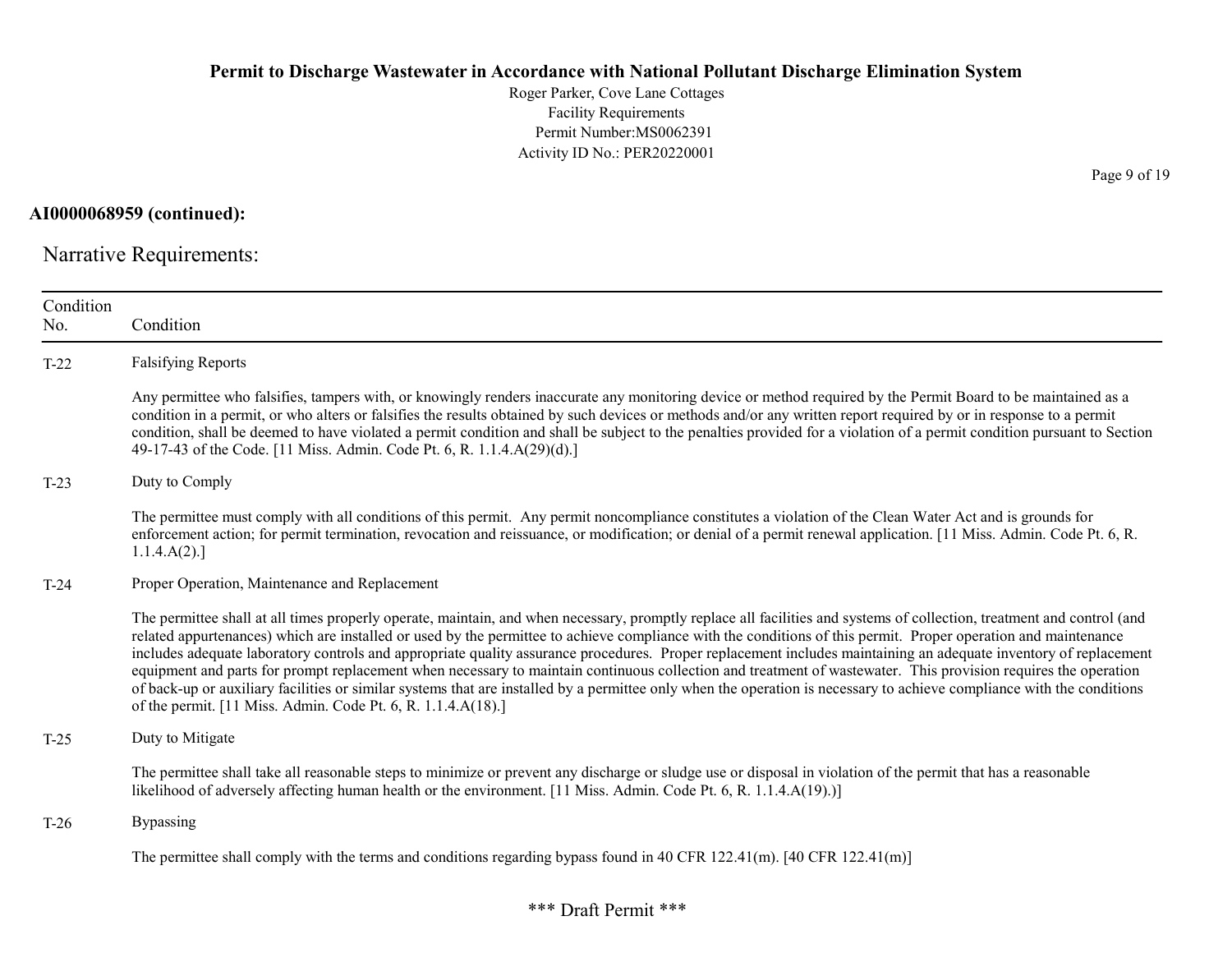**AI0000068959 (continued):**

## Narrative Requirements:

| Condition No. | Condition |
|---|---|
| T-22 | Falsifying Reports<br><br>Any permittee who falsifies, tampers with, or knowingly renders inaccurate any monitoring device or method required by the Permit Board to be maintained as a condition in a permit, or who alters or falsifies the results obtained by such devices or methods and/or any written report required by or in response to a permit condition, shall be deemed to have violated a permit condition and shall be subject to the penalties provided for a violation of a permit condition pursuant to Section 49-17-43 of the Code. [11 Miss. Admin. Code Pt. 6, R. 1.1.4.A(29)(d).] |
| T-23 | Duty to Comply<br><br>The permittee must comply with all conditions of this permit. Any permit noncompliance constitutes a violation of the Clean Water Act and is grounds for enforcement action; for permit termination, revocation and reissuance, or modification; or denial of a permit renewal application. [11 Miss. Admin. Code Pt. 6, R. 1.1.4.A(2).] |
| T-24 | Proper Operation, Maintenance and Replacement<br><br>The permittee shall at all times properly operate, maintain, and when necessary, promptly replace all facilities and systems of collection, treatment and control (and related appurtenances) which are installed or used by the permittee to achieve compliance with the conditions of this permit. Proper operation and maintenance includes adequate laboratory controls and appropriate quality assurance procedures. Proper replacement includes maintaining an adequate inventory of replacement equipment and parts for prompt replacement when necessary to maintain continuous collection and treatment of wastewater. This provision requires the operation of back-up or auxiliary facilities or similar systems that are installed by a permittee only when the operation is necessary to achieve compliance with the conditions of the permit. [11 Miss. Admin. Code Pt. 6, R. 1.1.4.A(18).] |
| T-25 | Duty to Mitigate<br><br>The permittee shall take all reasonable steps to minimize or prevent any discharge or sludge use or disposal in violation of the permit that has a reasonable likelihood of adversely affecting human health or the environment. [11 Miss. Admin. Code Pt. 6, R. 1.1.4.A(19).)] |
| T-26 | Bypassing<br><br>The permittee shall comply with the terms and conditions regarding bypass found in 40 CFR 122.41(m). [40 CFR 122.41(m)] |

\*\*\* Draft Permit \*\*\*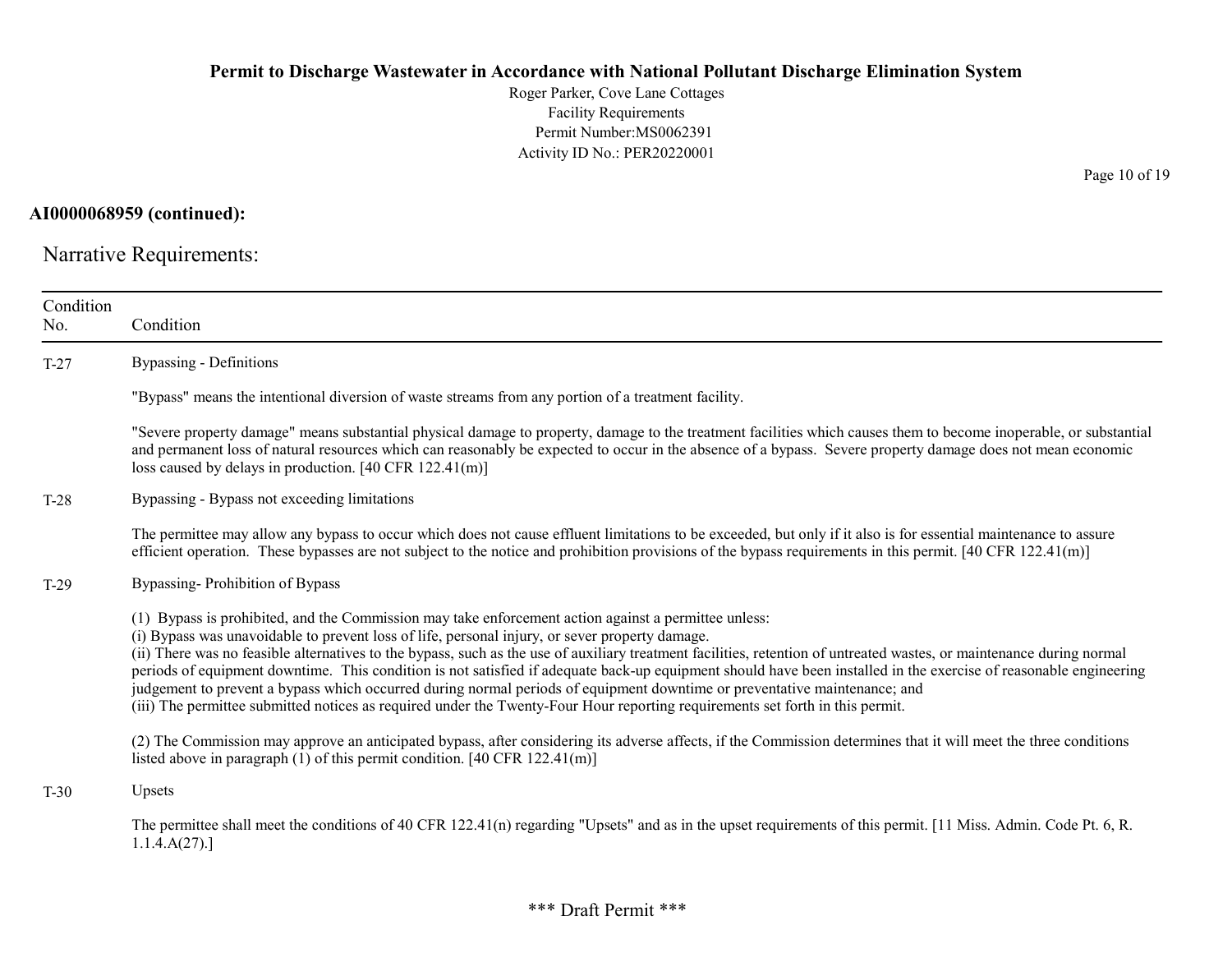**AI0000068959 (continued):**

## Narrative Requirements:

| Condition No. | Condition |
|---|---|
| T-27 | Bypassing - Definitions<br><br>"Bypass" means the intentional diversion of waste streams from any portion of a treatment facility.<br><br>"Severe property damage" means substantial physical damage to property, damage to the treatment facilities which causes them to become inoperable, or substantial and permanent loss of natural resources which can reasonably be expected to occur in the absence of a bypass. Severe property damage does not mean economic loss caused by delays in production. [40 CFR 122.41(m)] |
| T-28 | Bypassing - Bypass not exceeding limitations<br><br>The permittee may allow any bypass to occur which does not cause effluent limitations to be exceeded, but only if it also is for essential maintenance to assure efficient operation. These bypasses are not subject to the notice and prohibition provisions of the bypass requirements in this permit. [40 CFR 122.41(m)] |
| T-29 | Bypassing- Prohibition of Bypass<br><br>(1) Bypass is prohibited, and the Commission may take enforcement action against a permittee unless:<br>(i) Bypass was unavoidable to prevent loss of life, personal injury, or sever property damage.<br>(ii) There was no feasible alternatives to the bypass, such as the use of auxiliary treatment facilities, retention of untreated wastes, or maintenance during normal periods of equipment downtime. This condition is not satisfied if adequate back-up equipment should have been installed in the exercise of reasonable engineering judgement to prevent a bypass which occurred during normal periods of equipment downtime or preventative maintenance; and<br>(iii) The permittee submitted notices as required under the Twenty-Four Hour reporting requirements set forth in this permit.<br><br>(2) The Commission may approve an anticipated bypass, after considering its adverse affects, if the Commission determines that it will meet the three conditions listed above in paragraph (1) of this permit condition. [40 CFR 122.41(m)] |
| T-30 | Upsets<br><br>The permittee shall meet the conditions of 40 CFR 122.41(n) regarding "Upsets" and as in the upset requirements of this permit. [11 Miss. Admin. Code Pt. 6, R. 1.1.4.A(27).] |

*** Draft Permit ***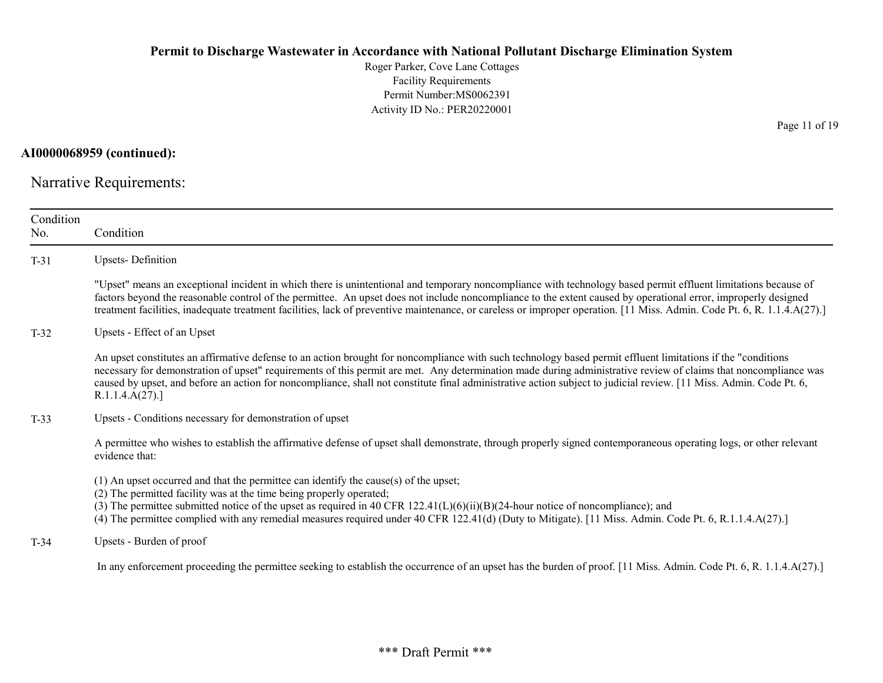**AI0000068959 (continued):**

## Narrative Requirements:

| Condition No. | Condition |
|---|---|
| T-31 | Upsets- Definition<br><br>"Upset" means an exceptional incident in which there is unintentional and temporary noncompliance with technology based permit effluent limitations because of factors beyond the reasonable control of the permittee. An upset does not include noncompliance to the extent caused by operational error, improperly designed treatment facilities, inadequate treatment facilities, lack of preventive maintenance, or careless or improper operation. [11 Miss. Admin. Code Pt. 6, R. 1.1.4.A(27).] |
| T-32 | Upsets - Effect of an Upset<br><br>An upset constitutes an affirmative defense to an action brought for noncompliance with such technology based permit effluent limitations if the "conditions necessary for demonstration of upset" requirements of this permit are met. Any determination made during administrative review of claims that noncompliance was caused by upset, and before an action for noncompliance, shall not constitute final administrative action subject to judicial review. [11 Miss. Admin. Code Pt. 6, R.1.1.4.A(27).] |
| T-33 | Upsets - Conditions necessary for demonstration of upset<br><br>A permittee who wishes to establish the affirmative defense of upset shall demonstrate, through properly signed contemporaneous operating logs, or other relevant evidence that:<br><br>(1) An upset occurred and that the permittee can identify the cause(s) of the upset;<br>(2) The permitted facility was at the time being properly operated;<br>(3) The permittee submitted notice of the upset as required in 40 CFR 122.41(L)(6)(ii)(B)(24-hour notice of noncompliance); and<br>(4) The permittee complied with any remedial measures required under 40 CFR 122.41(d) (Duty to Mitigate). [11 Miss. Admin. Code Pt. 6, R.1.1.4.A(27).] |
| T-34 | Upsets - Burden of proof<br><br>In any enforcement proceeding the permittee seeking to establish the occurrence of an upset has the burden of proof. [11 Miss. Admin. Code Pt. 6, R. 1.1.4.A(27).] |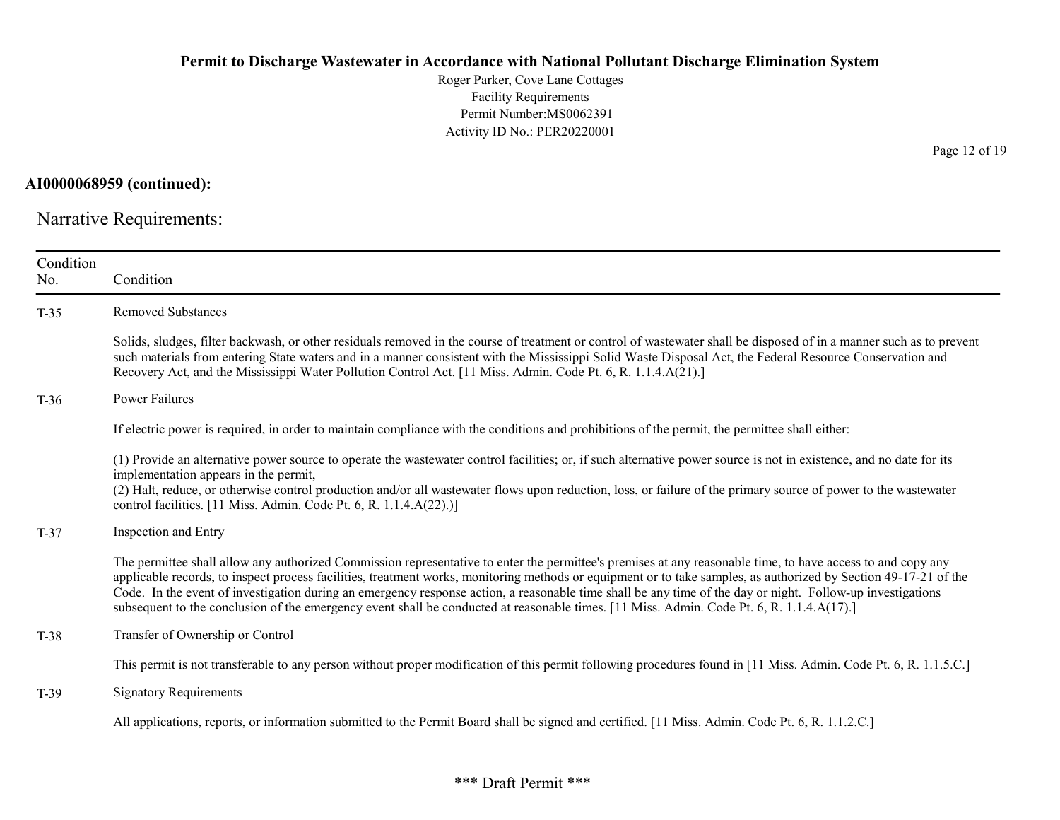**AI0000068959 (continued):**

Narrative Requirements:

| Condition No. | Condition |
|---|---|
| T-35 | Removed Substances<br><br>Solids, sludges, filter backwash, or other residuals removed in the course of treatment or control of wastewater shall be disposed of in a manner such as to prevent such materials from entering State waters and in a manner consistent with the Mississippi Solid Waste Disposal Act, the Federal Resource Conservation and Recovery Act, and the Mississippi Water Pollution Control Act. [11 Miss. Admin. Code Pt. 6, R. 1.1.4.A(21).] |
| T-36 | Power Failures<br><br>If electric power is required, in order to maintain compliance with the conditions and prohibitions of the permit, the permittee shall either:<br><br>(1) Provide an alternative power source to operate the wastewater control facilities; or, if such alternative power source is not in existence, and no date for its implementation appears in the permit,<br>(2) Halt, reduce, or otherwise control production and/or all wastewater flows upon reduction, loss, or failure of the primary source of power to the wastewater control facilities. [11 Miss. Admin. Code Pt. 6, R. 1.1.4.A(22).)] |
| T-37 | Inspection and Entry<br><br>The permittee shall allow any authorized Commission representative to enter the permittee's premises at any reasonable time, to have access to and copy any applicable records, to inspect process facilities, treatment works, monitoring methods or equipment or to take samples, as authorized by Section 49-17-21 of the Code. In the event of investigation during an emergency response action, a reasonable time shall be any time of the day or night. Follow-up investigations subsequent to the conclusion of the emergency event shall be conducted at reasonable times. [11 Miss. Admin. Code Pt. 6, R. 1.1.4.A(17).] |
| T-38 | Transfer of Ownership or Control<br><br>This permit is not transferable to any person without proper modification of this permit following procedures found in [11 Miss. Admin. Code Pt. 6, R. 1.1.5.C.] |
| T-39 | Signatory Requirements<br><br>All applications, reports, or information submitted to the Permit Board shall be signed and certified. [11 Miss. Admin. Code Pt. 6, R. 1.1.2.C.] |

*** Draft Permit ***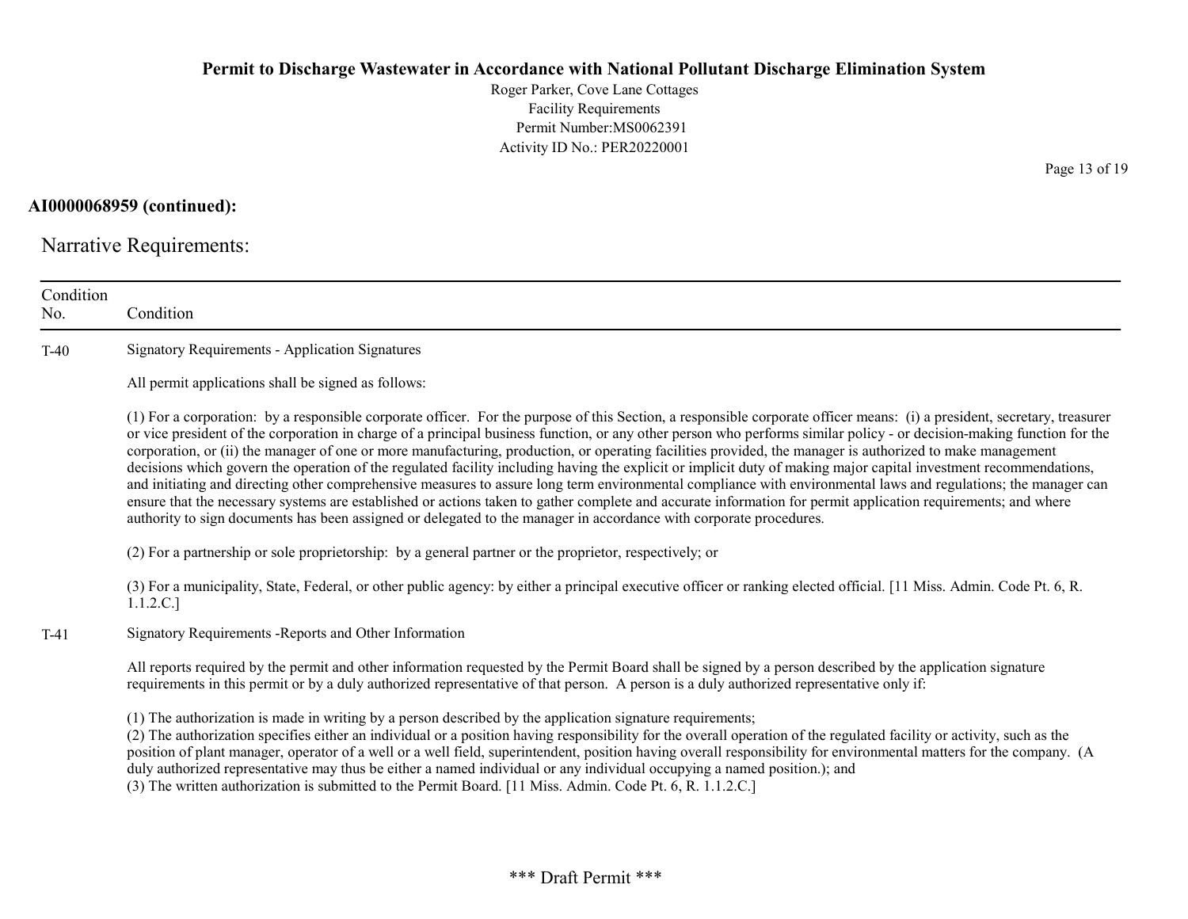**AI0000068959 (continued):**

Narrative Requirements:

| Condition No. | Condition |
|---|---|
| T-40 | Signatory Requirements - Application Signatures<br><br>All permit applications shall be signed as follows:<br><br>(1) For a corporation: by a responsible corporate officer. For the purpose of this Section, a responsible corporate officer means: (i) a president, secretary, treasurer or vice president of the corporation in charge of a principal business function, or any other person who performs similar policy - or decision-making function for the corporation, or (ii) the manager of one or more manufacturing, production, or operating facilities provided, the manager is authorized to make management decisions which govern the operation of the regulated facility including having the explicit or implicit duty of making major capital investment recommendations, and initiating and directing other comprehensive measures to assure long term environmental compliance with environmental laws and regulations; the manager can ensure that the necessary systems are established or actions taken to gather complete and accurate information for permit application requirements; and where authority to sign documents has been assigned or delegated to the manager in accordance with corporate procedures.<br><br>(2) For a partnership or sole proprietorship: by a general partner or the proprietor, respectively; or<br><br>(3) For a municipality, State, Federal, or other public agency: by either a principal executive officer or ranking elected official. [11 Miss. Admin. Code Pt. 6, R. 1.1.2.C.] |
| T-41 | Signatory Requirements -Reports and Other Information<br><br>All reports required by the permit and other information requested by the Permit Board shall be signed by a person described by the application signature requirements in this permit or by a duly authorized representative of that person. A person is a duly authorized representative only if:<br><br>(1) The authorization is made in writing by a person described by the application signature requirements;<br>(2) The authorization specifies either an individual or a position having responsibility for the overall operation of the regulated facility or activity, such as the position of plant manager, operator of a well or a well field, superintendent, position having overall responsibility for environmental matters for the company. (A duly authorized representative may thus be either a named individual or any individual occupying a named position.); and<br>(3) The written authorization is submitted to the Permit Board. [11 Miss. Admin. Code Pt. 6, R. 1.1.2.C.] |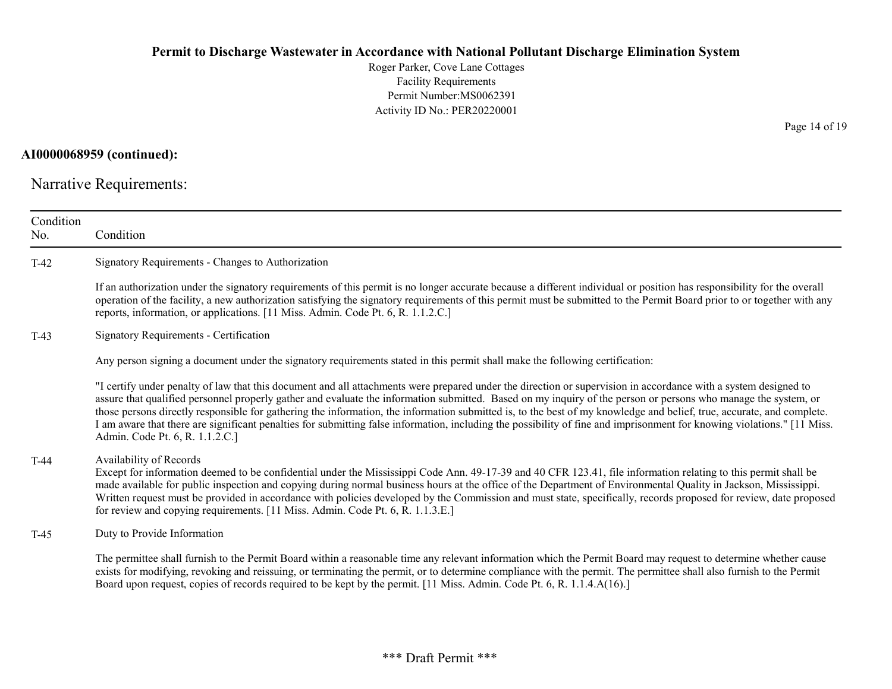**AI0000068959 (continued):**

## Narrative Requirements:

| Condition No. | Condition |
|---|---|
| T-42 | Signatory Requirements - Changes to Authorization<br><br>If an authorization under the signatory requirements of this permit is no longer accurate because a different individual or position has responsibility for the overall operation of the facility, a new authorization satisfying the signatory requirements of this permit must be submitted to the Permit Board prior to or together with any reports, information, or applications. [11 Miss. Admin. Code Pt. 6, R. 1.1.2.C.] |
| T-43 | Signatory Requirements - Certification<br><br>Any person signing a document under the signatory requirements stated in this permit shall make the following certification:<br><br>"I certify under penalty of law that this document and all attachments were prepared under the direction or supervision in accordance with a system designed to assure that qualified personnel properly gather and evaluate the information submitted. Based on my inquiry of the person or persons who manage the system, or those persons directly responsible for gathering the information, the information submitted is, to the best of my knowledge and belief, true, accurate, and complete. I am aware that there are significant penalties for submitting false information, including the possibility of fine and imprisonment for knowing violations." [11 Miss. Admin. Code Pt. 6, R. 1.1.2.C.] |
| T-44 | Availability of Records<br>Except for information deemed to be confidential under the Mississippi Code Ann. 49-17-39 and 40 CFR 123.41, file information relating to this permit shall be made available for public inspection and copying during normal business hours at the office of the Department of Environmental Quality in Jackson, Mississippi. Written request must be provided in accordance with policies developed by the Commission and must state, specifically, records proposed for review, date proposed for review and copying requirements. [11 Miss. Admin. Code Pt. 6, R. 1.1.3.E.] |
| T-45 | Duty to Provide Information<br><br>The permittee shall furnish to the Permit Board within a reasonable time any relevant information which the Permit Board may request to determine whether cause exists for modifying, revoking and reissuing, or terminating the permit, or to determine compliance with the permit. The permittee shall also furnish to the Permit Board upon request, copies of records required to be kept by the permit. [11 Miss. Admin. Code Pt. 6, R. 1.1.4.A(16).] |

\*\*\* Draft Permit \*\*\*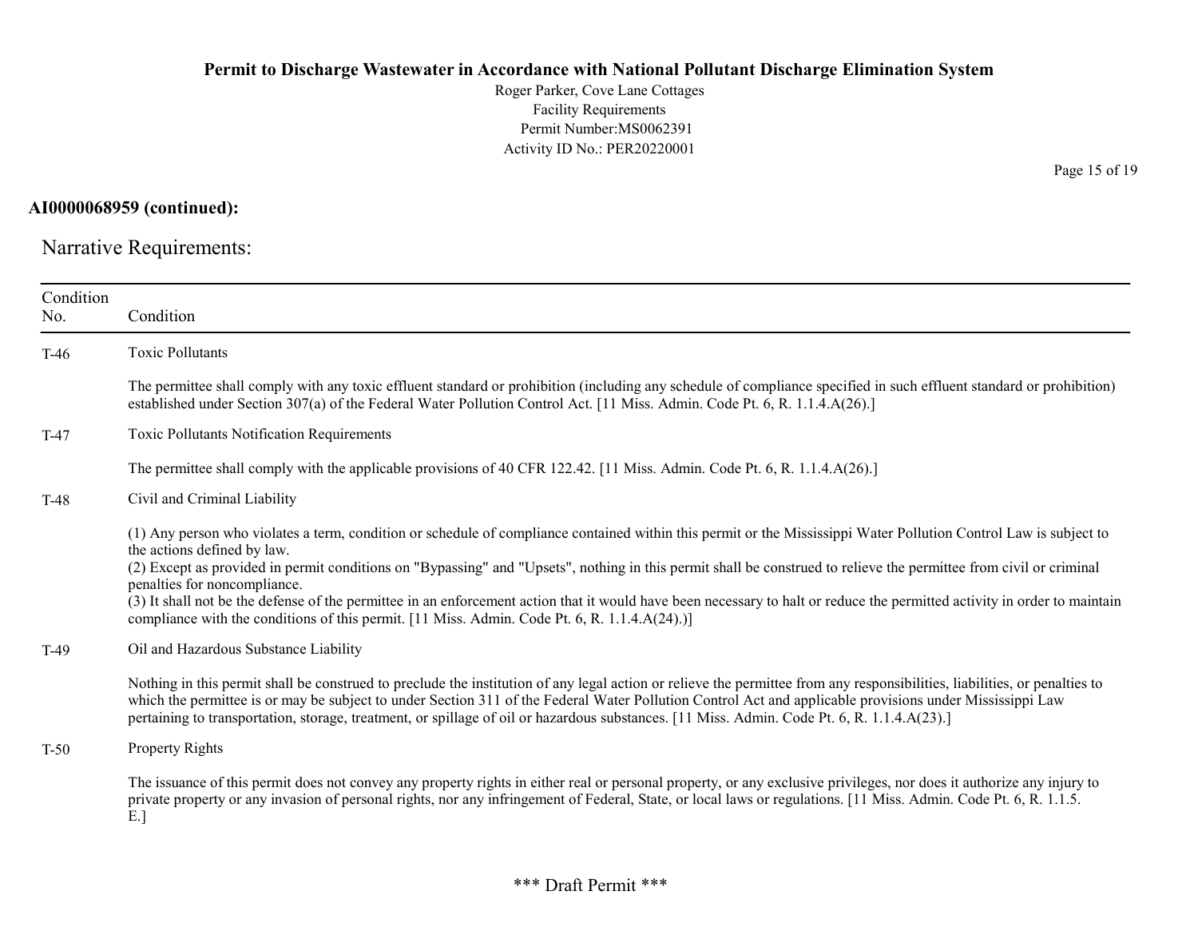**AI0000068959 (continued):**

## Narrative Requirements:

| Condition No. | Condition |
|---|---|
| T-46 | Toxic Pollutants<br><br>The permittee shall comply with any toxic effluent standard or prohibition (including any schedule of compliance specified in such effluent standard or prohibition) established under Section 307(a) of the Federal Water Pollution Control Act. [11 Miss. Admin. Code Pt. 6, R. 1.1.4.A(26).] |
| T-47 | Toxic Pollutants Notification Requirements<br><br>The permittee shall comply with the applicable provisions of 40 CFR 122.42. [11 Miss. Admin. Code Pt. 6, R. 1.1.4.A(26).] |
| T-48 | Civil and Criminal Liability<br><br>(1) Any person who violates a term, condition or schedule of compliance contained within this permit or the Mississippi Water Pollution Control Law is subject to the actions defined by law.<br>(2) Except as provided in permit conditions on "Bypassing" and "Upsets", nothing in this permit shall be construed to relieve the permittee from civil or criminal penalties for noncompliance.<br>(3) It shall not be the defense of the permittee in an enforcement action that it would have been necessary to halt or reduce the permitted activity in order to maintain compliance with the conditions of this permit. [11 Miss. Admin. Code Pt. 6, R. 1.1.4.A(24).)] |
| T-49 | Oil and Hazardous Substance Liability<br><br>Nothing in this permit shall be construed to preclude the institution of any legal action or relieve the permittee from any responsibilities, liabilities, or penalties to which the permittee is or may be subject to under Section 311 of the Federal Water Pollution Control Act and applicable provisions under Mississippi Law pertaining to transportation, storage, treatment, or spillage of oil or hazardous substances. [11 Miss. Admin. Code Pt. 6, R. 1.1.4.A(23).] |
| T-50 | Property Rights<br><br>The issuance of this permit does not convey any property rights in either real or personal property, or any exclusive privileges, nor does it authorize any injury to private property or any invasion of personal rights, nor any infringement of Federal, State, or local laws or regulations. [11 Miss. Admin. Code Pt. 6, R. 1.1.5. E.] |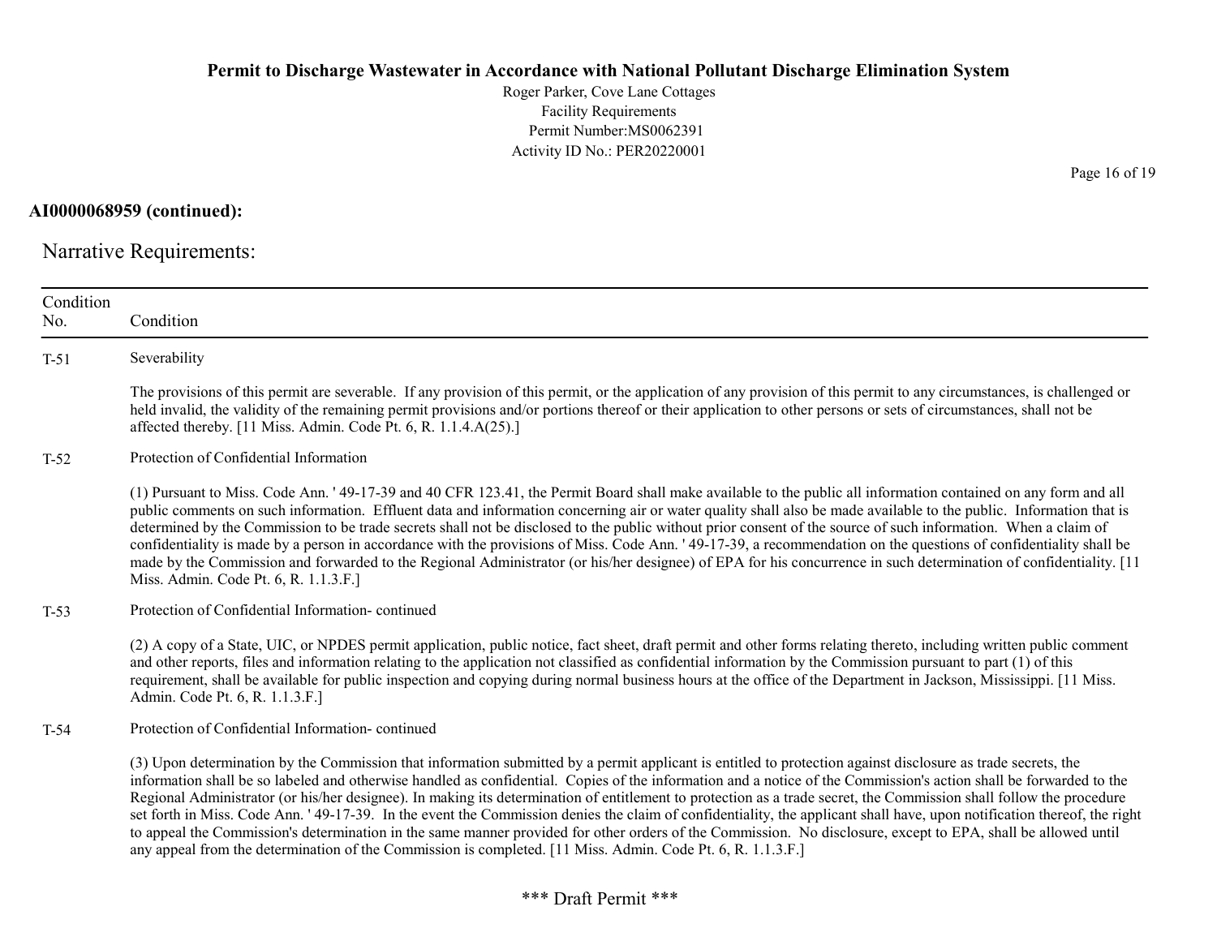**AI0000068959 (continued):**

## Narrative Requirements:

| Condition No. | Condition |
|---|---|
| T-51 | Severability<br><br>The provisions of this permit are severable. If any provision of this permit, or the application of any provision of this permit to any circumstances, is challenged or held invalid, the validity of the remaining permit provisions and/or portions thereof or their application to other persons or sets of circumstances, shall not be affected thereby. [11 Miss. Admin. Code Pt. 6, R. 1.1.4.A(25).] |
| T-52 | Protection of Confidential Information<br><br>(1) Pursuant to Miss. Code Ann. ' 49-17-39 and 40 CFR 123.41, the Permit Board shall make available to the public all information contained on any form and all public comments on such information. Effluent data and information concerning air or water quality shall also be made available to the public. Information that is determined by the Commission to be trade secrets shall not be disclosed to the public without prior consent of the source of such information. When a claim of confidentiality is made by a person in accordance with the provisions of Miss. Code Ann. ' 49-17-39, a recommendation on the questions of confidentiality shall be made by the Commission and forwarded to the Regional Administrator (or his/her designee) of EPA for his concurrence in such determination of confidentiality. [11 Miss. Admin. Code Pt. 6, R. 1.1.3.F.] |
| T-53 | Protection of Confidential Information- continued<br><br>(2) A copy of a State, UIC, or NPDES permit application, public notice, fact sheet, draft permit and other forms relating thereto, including written public comment and other reports, files and information relating to the application not classified as confidential information by the Commission pursuant to part (1) of this requirement, shall be available for public inspection and copying during normal business hours at the office of the Department in Jackson, Mississippi. [11 Miss. Admin. Code Pt. 6, R. 1.1.3.F.] |
| T-54 | Protection of Confidential Information- continued<br><br>(3) Upon determination by the Commission that information submitted by a permit applicant is entitled to protection against disclosure as trade secrets, the information shall be so labeled and otherwise handled as confidential. Copies of the information and a notice of the Commission's action shall be forwarded to the Regional Administrator (or his/her designee). In making its determination of entitlement to protection as a trade secret, the Commission shall follow the procedure set forth in Miss. Code Ann. ' 49-17-39. In the event the Commission denies the claim of confidentiality, the applicant shall have, upon notification thereof, the right to appeal the Commission's determination in the same manner provided for other orders of the Commission. No disclosure, except to EPA, shall be allowed until any appeal from the determination of the Commission is completed. [11 Miss. Admin. Code Pt. 6, R. 1.1.3.F.] |

\*\*\* Draft Permit \*\*\*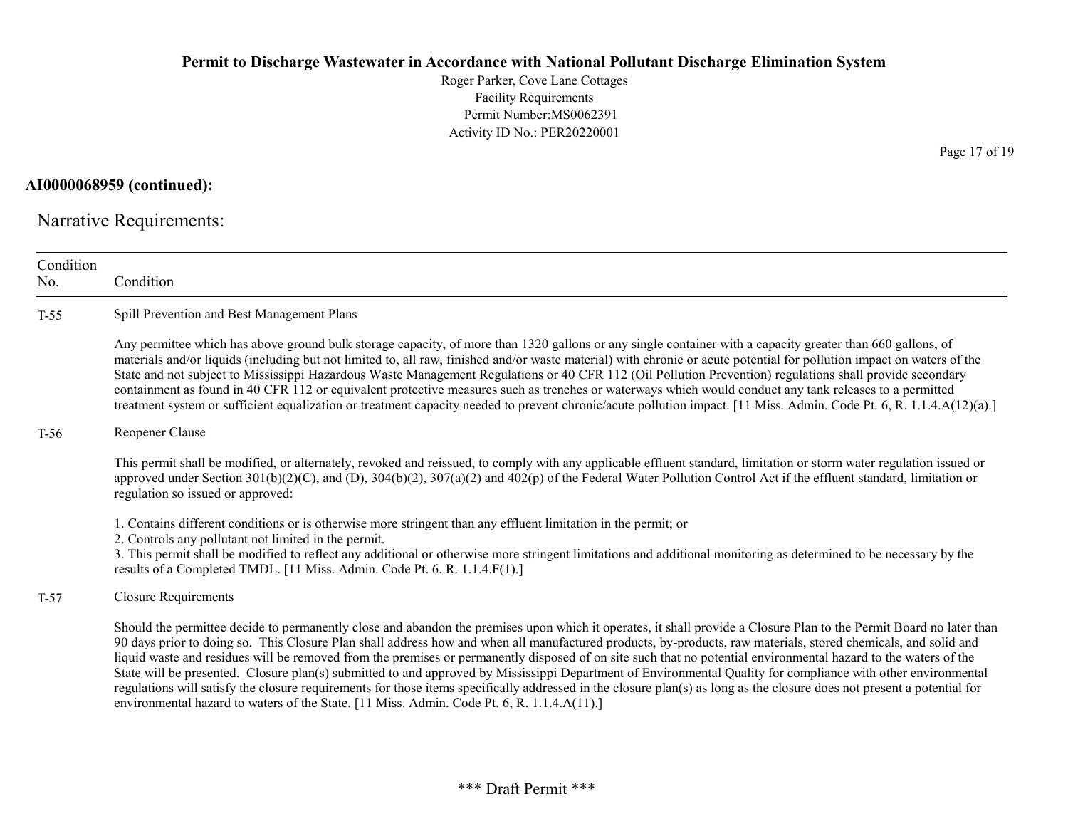**AI0000068959 (continued):**

## Narrative Requirements:

| Condition No. | Condition |
|---|---|
| T-55 | Spill Prevention and Best Management Plans<br><br>Any permittee which has above ground bulk storage capacity, of more than 1320 gallons or any single container with a capacity greater than 660 gallons, of materials and/or liquids (including but not limited to, all raw, finished and/or waste material) with chronic or acute potential for pollution impact on waters of the State and not subject to Mississippi Hazardous Waste Management Regulations or 40 CFR 112 (Oil Pollution Prevention) regulations shall provide secondary containment as found in 40 CFR 112 or equivalent protective measures such as trenches or waterways which would conduct any tank releases to a permitted treatment system or sufficient equalization or treatment capacity needed to prevent chronic/acute pollution impact. [11 Miss. Admin. Code Pt. 6, R. 1.1.4.A(12)(a).] |
| T-56 | Reopener Clause<br><br>This permit shall be modified, or alternately, revoked and reissued, to comply with any applicable effluent standard, limitation or storm water regulation issued or approved under Section 301(b)(2)(C), and (D), 304(b)(2), 307(a)(2) and 402(p) of the Federal Water Pollution Control Act if the effluent standard, limitation or regulation so issued or approved:<br><br>1. Contains different conditions or is otherwise more stringent than any effluent limitation in the permit; or<br>2. Controls any pollutant not limited in the permit.<br>3. This permit shall be modified to reflect any additional or otherwise more stringent limitations and additional monitoring as determined to be necessary by the results of a Completed TMDL. [11 Miss. Admin. Code Pt. 6, R. 1.1.4.F(1).] |
| T-57 | Closure Requirements<br><br>Should the permittee decide to permanently close and abandon the premises upon which it operates, it shall provide a Closure Plan to the Permit Board no later than 90 days prior to doing so. This Closure Plan shall address how and when all manufactured products, by-products, raw materials, stored chemicals, and solid and liquid waste and residues will be removed from the premises or permanently disposed of on site such that no potential environmental hazard to the waters of the State will be presented. Closure plan(s) submitted to and approved by Mississippi Department of Environmental Quality for compliance with other environmental regulations will satisfy the closure requirements for those items specifically addressed in the closure plan(s) as long as the closure does not present a potential for environmental hazard to waters of the State. [11 Miss. Admin. Code Pt. 6, R. 1.1.4.A(11).] |

\*\*\* Draft Permit \*\*\*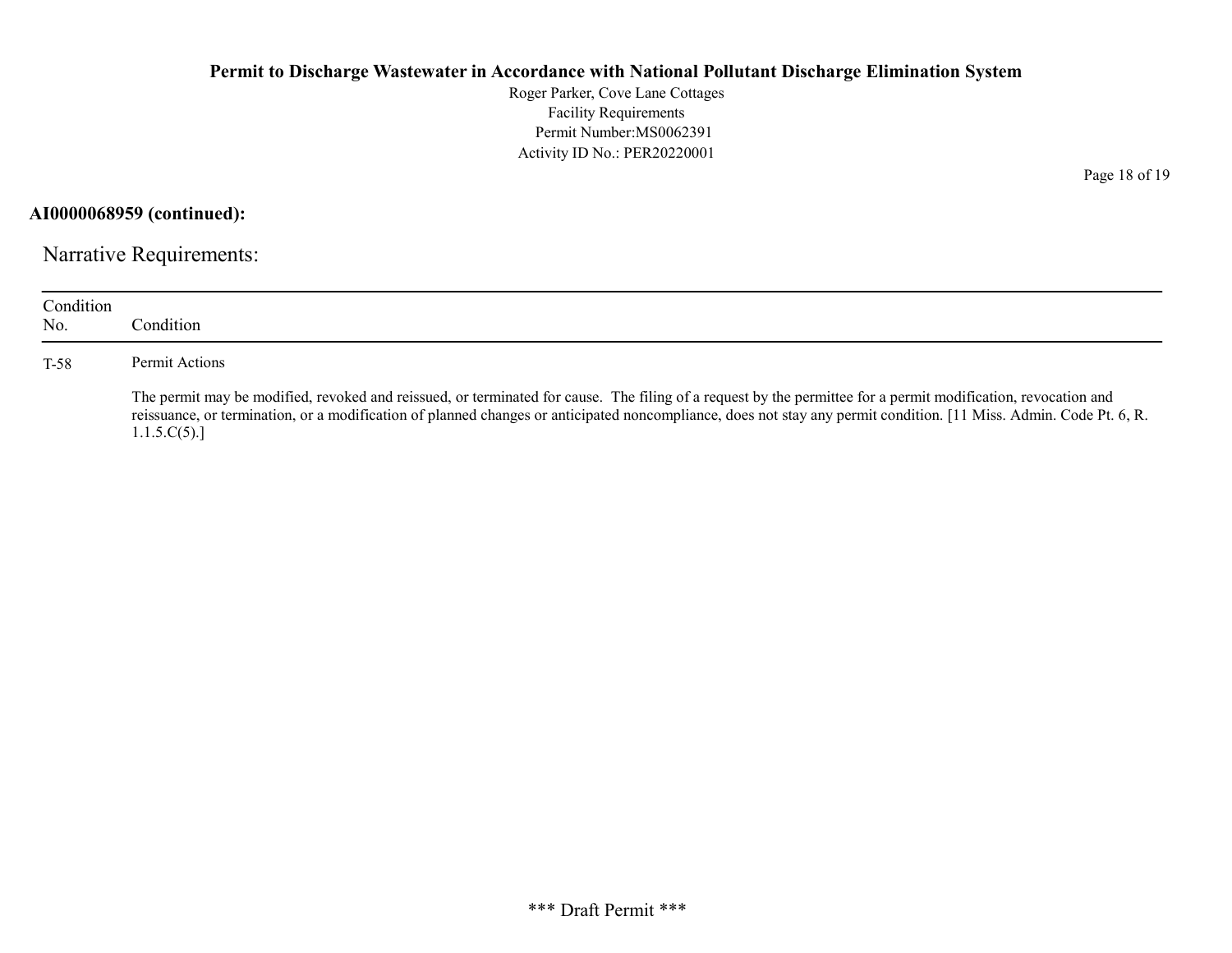**AI0000068959 (continued):**

## Narrative Requirements:

| Condition No. | Condition |
|---|---|
| T-58 | Permit Actions<br><br>The permit may be modified, revoked and reissued, or terminated for cause. The filing of a request by the permittee for a permit modification, revocation and reissuance, or termination, or a modification of planned changes or anticipated noncompliance, does not stay any permit condition. [11 Miss. Admin. Code Pt. 6, R. 1.1.5.C(5).] |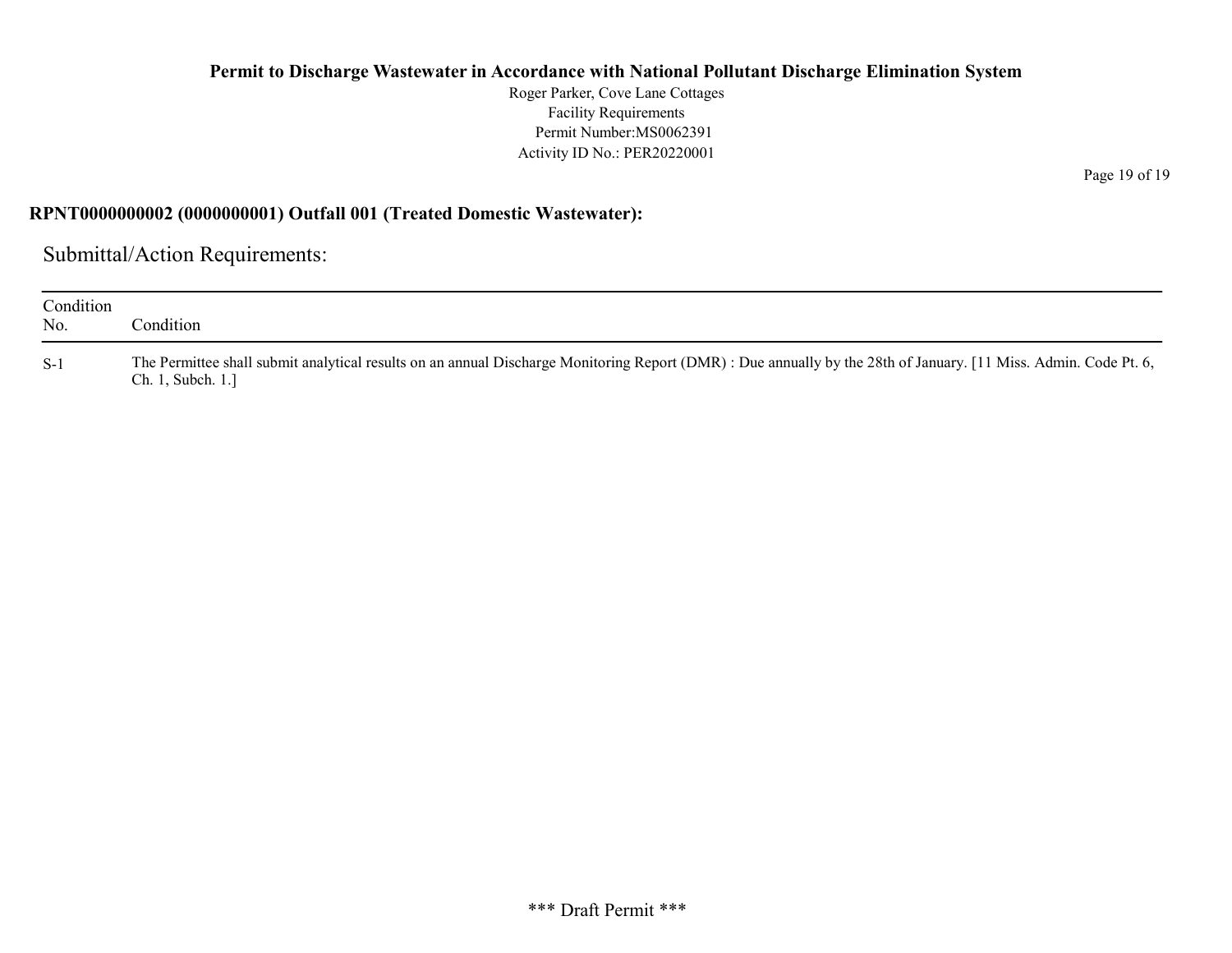## RPNT0000000002 (0000000001) Outfall 001 (Treated Domestic Wastewater):

### Submittal/Action Requirements:

| Condition No. | Condition |
| --- | --- |
| S-1 | The Permittee shall submit analytical results on an annual Discharge Monitoring Report (DMR) : Due annually by the 28th of January. [11 Miss. Admin. Code Pt. 6, Ch. 1, Subch. 1.] |

*** Draft Permit ***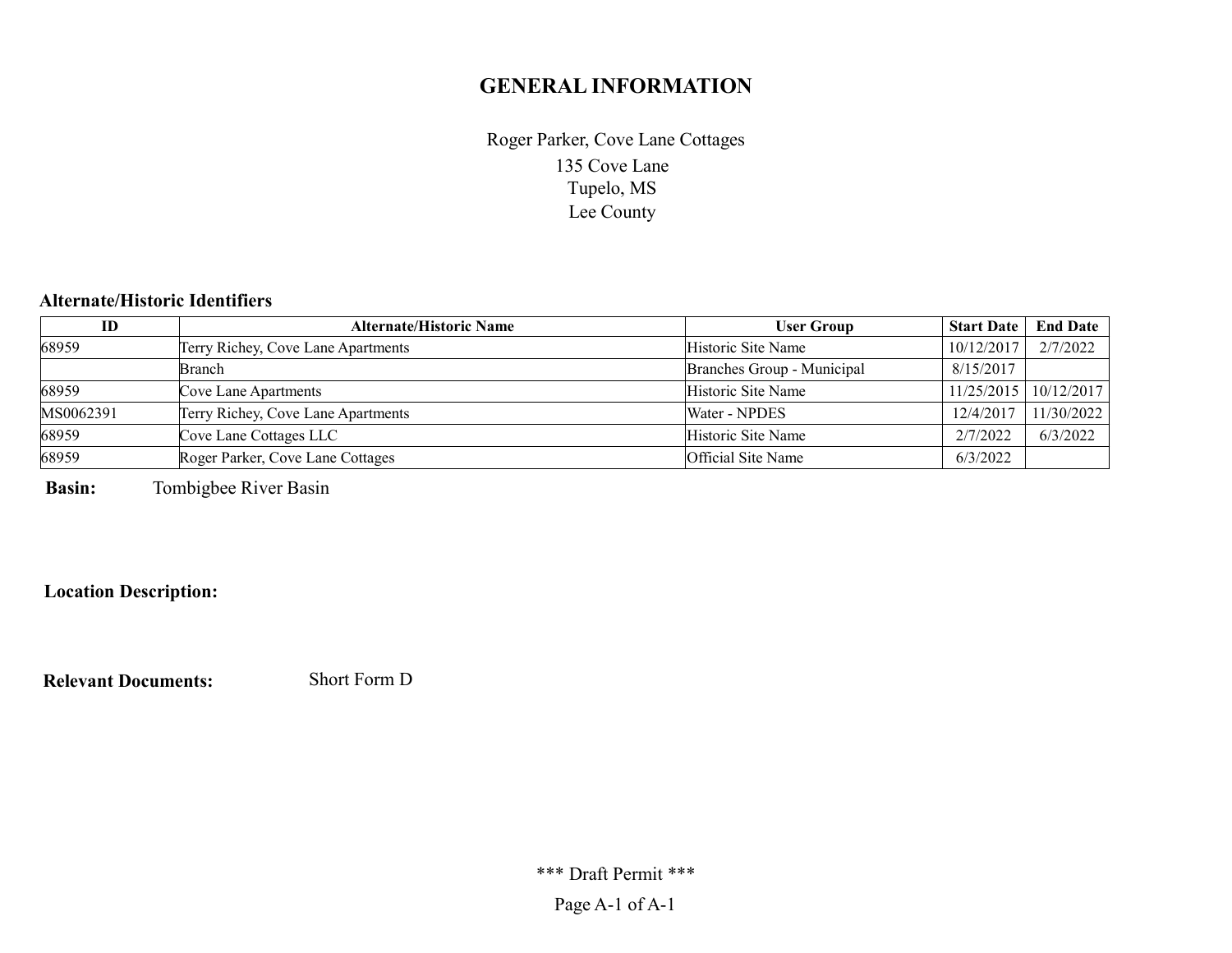# GENERAL INFORMATION

Roger Parker, Cove Lane Cottages
135 Cove Lane
Tupelo, MS
Lee County

**Alternate/Historic Identifiers**

| ID | Alternate/Historic Name | User Group | Start Date | End Date |
|---|---|---|---|---|
| 68959 | Terry Richey, Cove Lane Apartments | Historic Site Name | 10/12/2017 | 2/7/2022 |
| | Branch | Branches Group - Municipal | 8/15/2017 | |
| 68959 | Cove Lane Apartments | Historic Site Name | 11/25/2015 | 10/12/2017 |
| MS0062391 | Terry Richey, Cove Lane Apartments | Water - NPDES | 12/4/2017 | 11/30/2022 |
| 68959 | Cove Lane Cottages LLC | Historic Site Name | 2/7/2022 | 6/3/2022 |
| 68959 | Roger Parker, Cove Lane Cottages | Official Site Name | 6/3/2022 | |

**Basin:** Tombigbee River Basin

**Location Description:**

**Relevant Documents:** Short Form D

\*\*\* Draft Permit \*\*\*